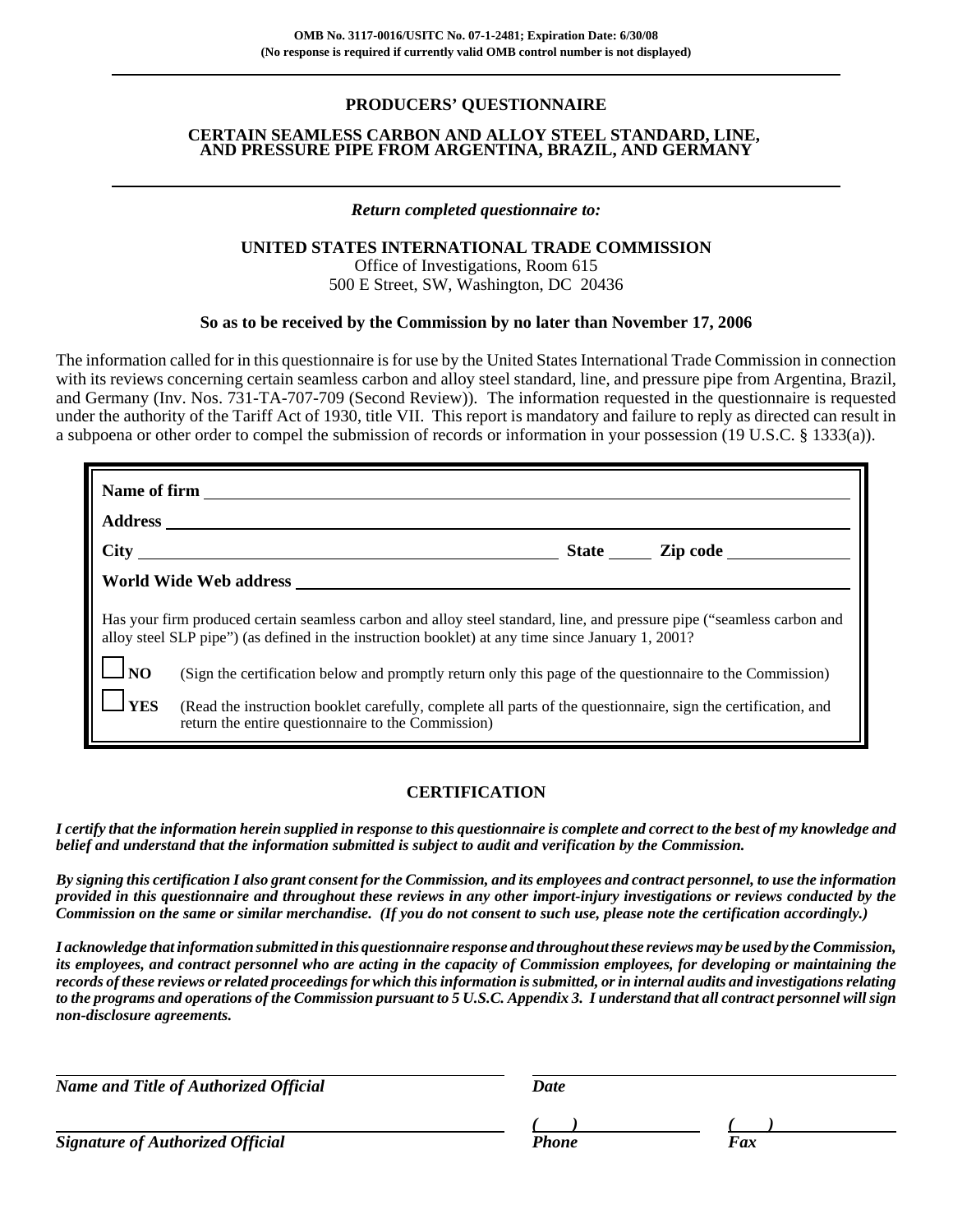**OMB No. 3117-0016/USITC No. 07-1-2481; Expiration Date: 6/30/08**
**(No response is required if currently valid OMB control number is not displayed)**

# PRODUCERS' QUESTIONNAIRE

## CERTAIN SEAMLESS CARBON AND ALLOY STEEL STANDARD, LINE, AND PRESSURE PIPE FROM ARGENTINA, BRAZIL, AND GERMANY

*Return completed questionnaire to:*

**UNITED STATES INTERNATIONAL TRADE COMMISSION**
Office of Investigations, Room 615
500 E Street, SW, Washington, DC 20436

**So as to be received by the Commission by no later than November 17, 2006**

The information called for in this questionnaire is for use by the United States International Trade Commission in connection with its reviews concerning certain seamless carbon and alloy steel standard, line, and pressure pipe from Argentina, Brazil, and Germany (Inv. Nos. 731-TA-707-709 (Second Review)). The information requested in the questionnaire is requested under the authority of the Tariff Act of 1930, title VII. This report is mandatory and failure to reply as directed can result in a subpoena or other order to compel the submission of records or information in your possession (19 U.S.C. § 1333(a)).

**Name of firm** ____________________

**Address** ____________________

**City** ____________________ **State** _____ **Zip code** __________

**World Wide Web address** ____________________

Has your firm produced certain seamless carbon and alloy steel standard, line, and pressure pipe ("seamless carbon and alloy steel SLP pipe") (as defined in the instruction booklet) at any time since January 1, 2001?

☐ **NO** (Sign the certification below and promptly return only this page of the questionnaire to the Commission)

☐ **YES** (Read the instruction booklet carefully, complete all parts of the questionnaire, sign the certification, and return the entire questionnaire to the Commission)

## CERTIFICATION

***I certify that the information herein supplied in response to this questionnaire is complete and correct to the best of my knowledge and belief and understand that the information submitted is subject to audit and verification by the Commission.***

***By signing this certification I also grant consent for the Commission, and its employees and contract personnel, to use the information provided in this questionnaire and throughout these reviews in any other import-injury investigations or reviews conducted by the Commission on the same or similar merchandise. (If you do not consent to such use, please note the certification accordingly.)***

***I acknowledge that information submitted in this questionnaire response and throughout these reviews may be used by the Commission, its employees, and contract personnel who are acting in the capacity of Commission employees, for developing or maintaining the records of these reviews or related proceedings for which this information is submitted, or in internal audits and investigations relating to the programs and operations of the Commission pursuant to 5 U.S.C. Appendix 3. I understand that all contract personnel will sign non-disclosure agreements.***

____________________ ____________________
***Name and Title of Authorized Official*** ***Date***

____________________ ( ) __________ ( ) __________
***Signature of Authorized Official*** ***Phone*** ***Fax***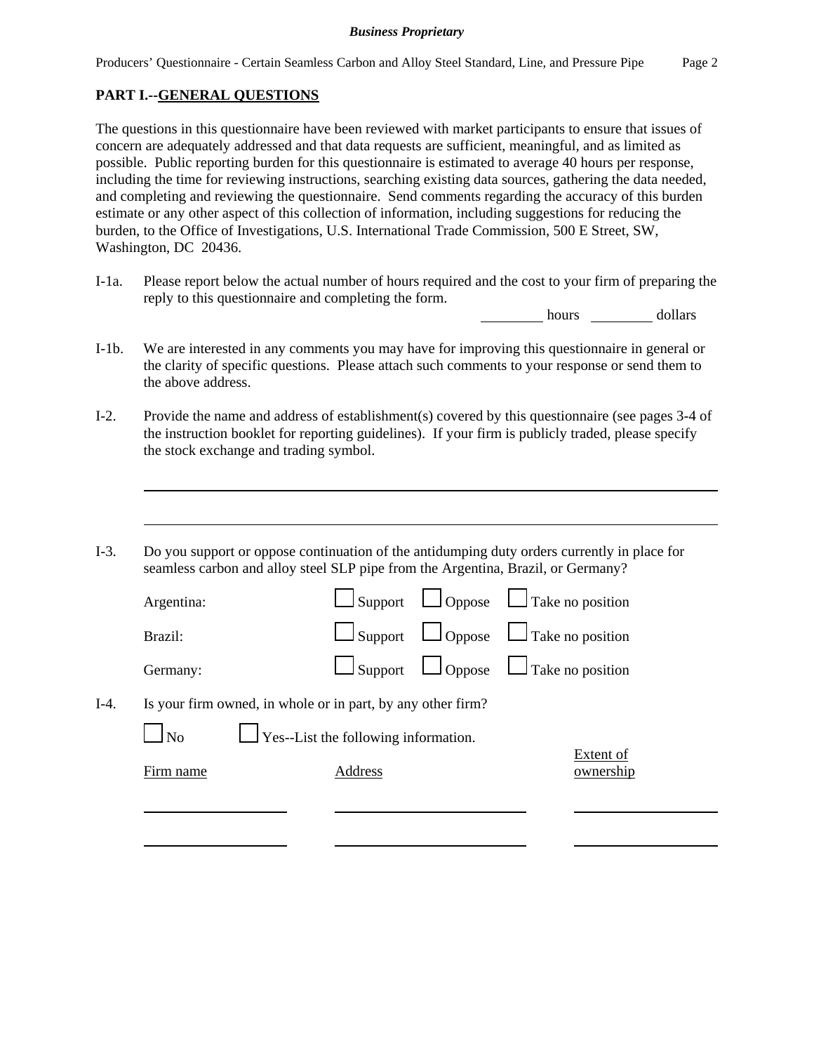## PART I.--GENERAL QUESTIONS

The questions in this questionnaire have been reviewed with market participants to ensure that issues of concern are adequately addressed and that data requests are sufficient, meaningful, and as limited as possible. Public reporting burden for this questionnaire is estimated to average 40 hours per response, including the time for reviewing instructions, searching existing data sources, gathering the data needed, and completing and reviewing the questionnaire. Send comments regarding the accuracy of this burden estimate or any other aspect of this collection of information, including suggestions for reducing the burden, to the Office of Investigations, U.S. International Trade Commission, 500 E Street, SW, Washington, DC 20436.

I-1a. Please report below the actual number of hours required and the cost to your firm of preparing the reply to this questionnaire and completing the form.

________ hours ________ dollars

I-1b. We are interested in any comments you may have for improving this questionnaire in general or the clarity of specific questions. Please attach such comments to your response or send them to the above address.

I-2. Provide the name and address of establishment(s) covered by this questionnaire (see pages 3-4 of the instruction booklet for reporting guidelines). If your firm is publicly traded, please specify the stock exchange and trading symbol.

______________________________________________________________________

______________________________________________________________________

I-3. Do you support or oppose continuation of the antidumping duty orders currently in place for seamless carbon and alloy steel SLP pipe from the Argentina, Brazil, or Germany?

Argentina: ☐ Support ☐ Oppose ☐ Take no position

Brazil: ☐ Support ☐ Oppose ☐ Take no position

Germany: ☐ Support ☐ Oppose ☐ Take no position

I-4. Is your firm owned, in whole or in part, by any other firm?

☐ No ☐ Yes--List the following information.

| Firm name | Address | Extent of ownership |
|---|---|---|
| | | |
| | | |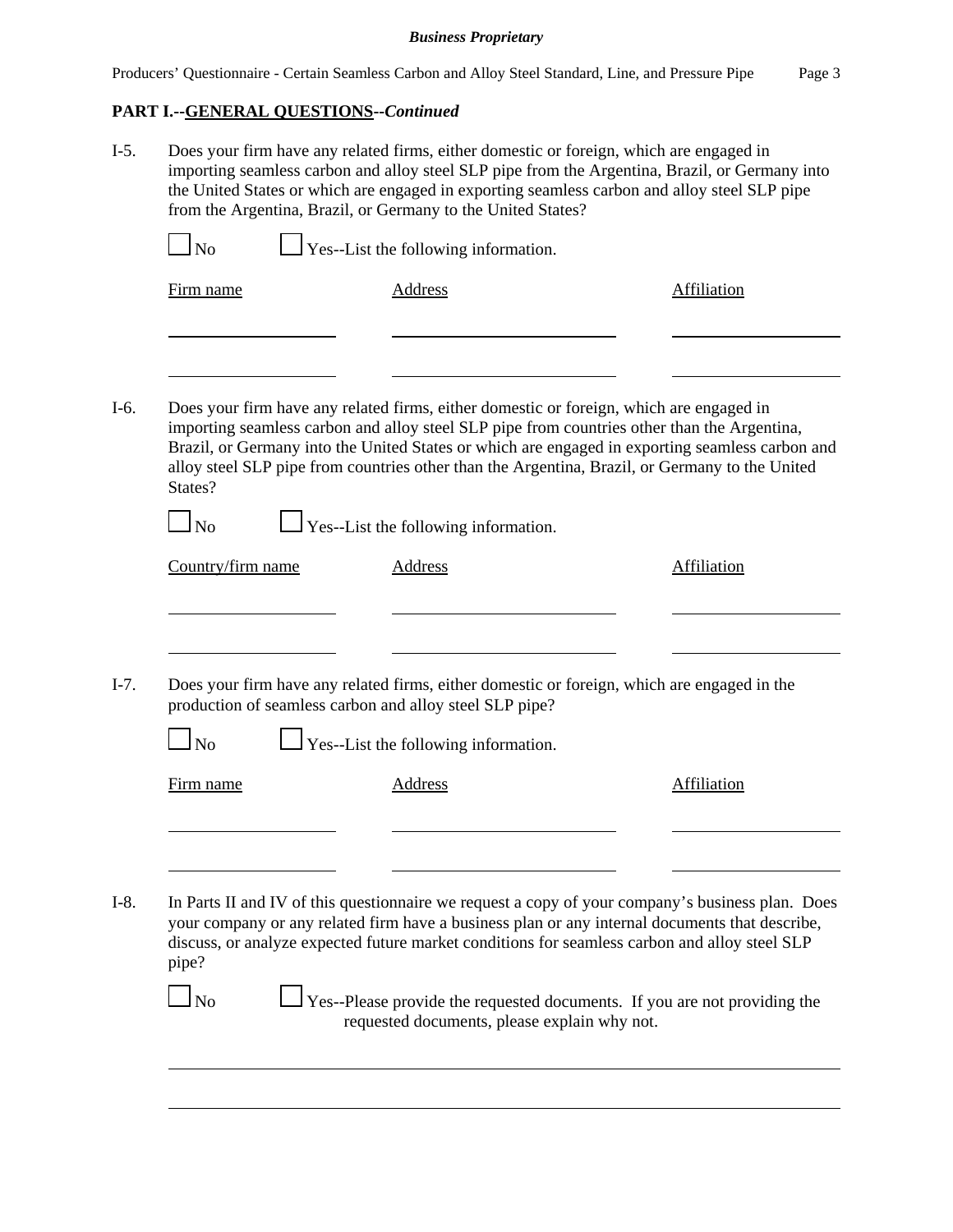**PART I.--GENERAL QUESTIONS--*Continued***

I-5. Does your firm have any related firms, either domestic or foreign, which are engaged in importing seamless carbon and alloy steel SLP pipe from the Argentina, Brazil, or Germany into the United States or which are engaged in exporting seamless carbon and alloy steel SLP pipe from the Argentina, Brazil, or Germany to the United States?

☐ No ☐ Yes--List the following information.

| Firm name | Address | Affiliation |
| --- | --- | --- |
| | | |
| | | |

I-6. Does your firm have any related firms, either domestic or foreign, which are engaged in importing seamless carbon and alloy steel SLP pipe from countries other than the Argentina, Brazil, or Germany into the United States or which are engaged in exporting seamless carbon and alloy steel SLP pipe from countries other than the Argentina, Brazil, or Germany to the United States?

☐ No ☐ Yes--List the following information.

| Country/firm name | Address | Affiliation |
| --- | --- | --- |
| | | |
| | | |

I-7. Does your firm have any related firms, either domestic or foreign, which are engaged in the production of seamless carbon and alloy steel SLP pipe?

☐ No ☐ Yes--List the following information.

| Firm name | Address | Affiliation |
| --- | --- | --- |
| | | |
| | | |

I-8. In Parts II and IV of this questionnaire we request a copy of your company's business plan. Does your company or any related firm have a business plan or any internal documents that describe, discuss, or analyze expected future market conditions for seamless carbon and alloy steel SLP pipe?

☐ No ☐ Yes--Please provide the requested documents. If you are not providing the requested documents, please explain why not.

______________________________________________________________________

______________________________________________________________________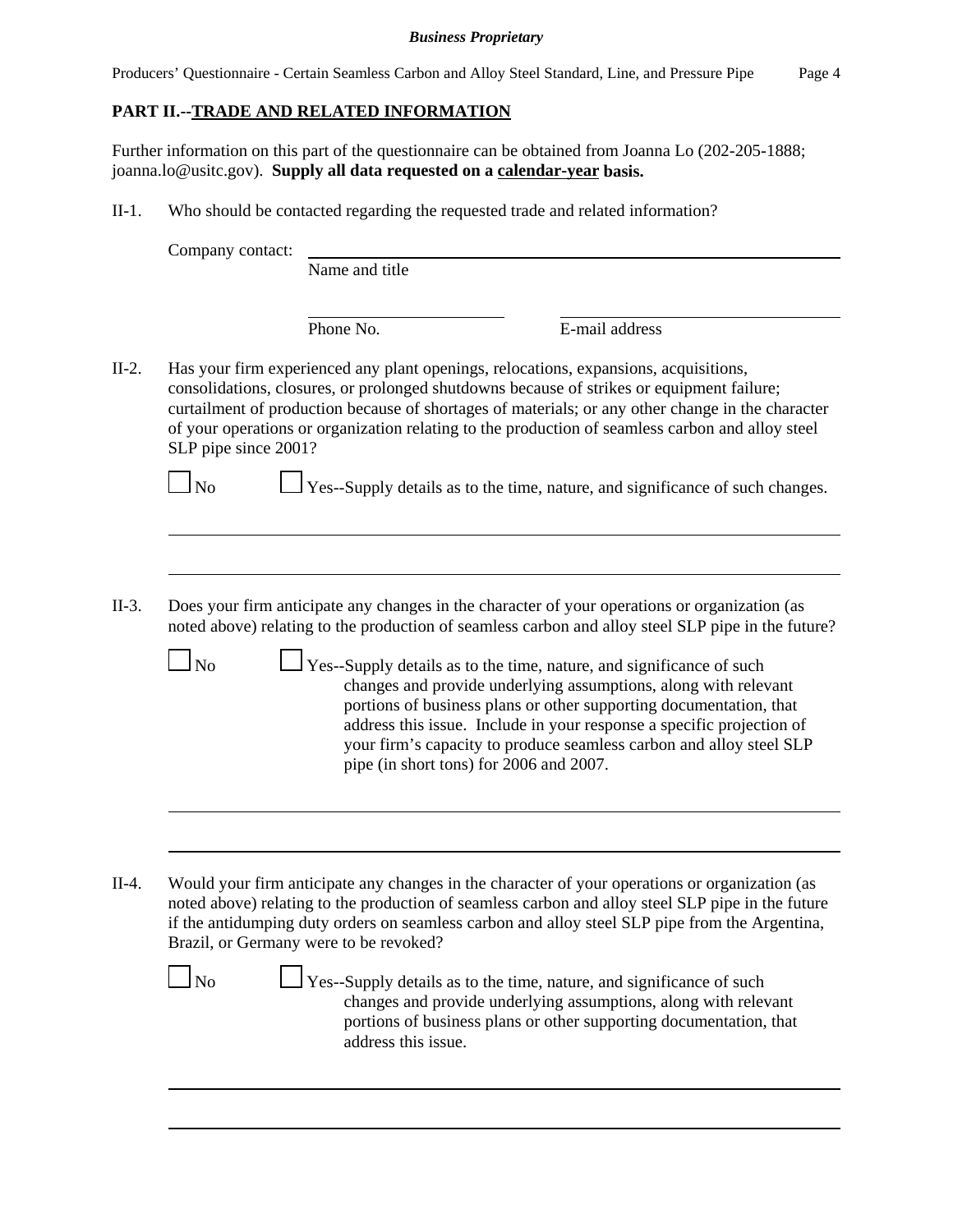## PART II.--TRADE AND RELATED INFORMATION

Further information on this part of the questionnaire can be obtained from Joanna Lo (202-205-1888; joanna.lo@usitc.gov). **Supply all data requested on a calendar-year basis.**

II-1. Who should be contacted regarding the requested trade and related information?

Company contact: ______________________________________________
Name and title

______________________ ______________________
Phone No. E-mail address

II-2. Has your firm experienced any plant openings, relocations, expansions, acquisitions, consolidations, closures, or prolonged shutdowns because of strikes or equipment failure; curtailment of production because of shortages of materials; or any other change in the character of your operations or organization relating to the production of seamless carbon and alloy steel SLP pipe since 2001?

☐ No ☐ Yes--Supply details as to the time, nature, and significance of such changes.

______________________________________________________________________

______________________________________________________________________

II-3. Does your firm anticipate any changes in the character of your operations or organization (as noted above) relating to the production of seamless carbon and alloy steel SLP pipe in the future?

☐ No ☐ Yes--Supply details as to the time, nature, and significance of such changes and provide underlying assumptions, along with relevant portions of business plans or other supporting documentation, that address this issue. Include in your response a specific projection of your firm's capacity to produce seamless carbon and alloy steel SLP pipe (in short tons) for 2006 and 2007.

______________________________________________________________________

______________________________________________________________________

II-4. Would your firm anticipate any changes in the character of your operations or organization (as noted above) relating to the production of seamless carbon and alloy steel SLP pipe in the future if the antidumping duty orders on seamless carbon and alloy steel SLP pipe from the Argentina, Brazil, or Germany were to be revoked?

☐ No ☐ Yes--Supply details as to the time, nature, and significance of such changes and provide underlying assumptions, along with relevant portions of business plans or other supporting documentation, that address this issue.

______________________________________________________________________

______________________________________________________________________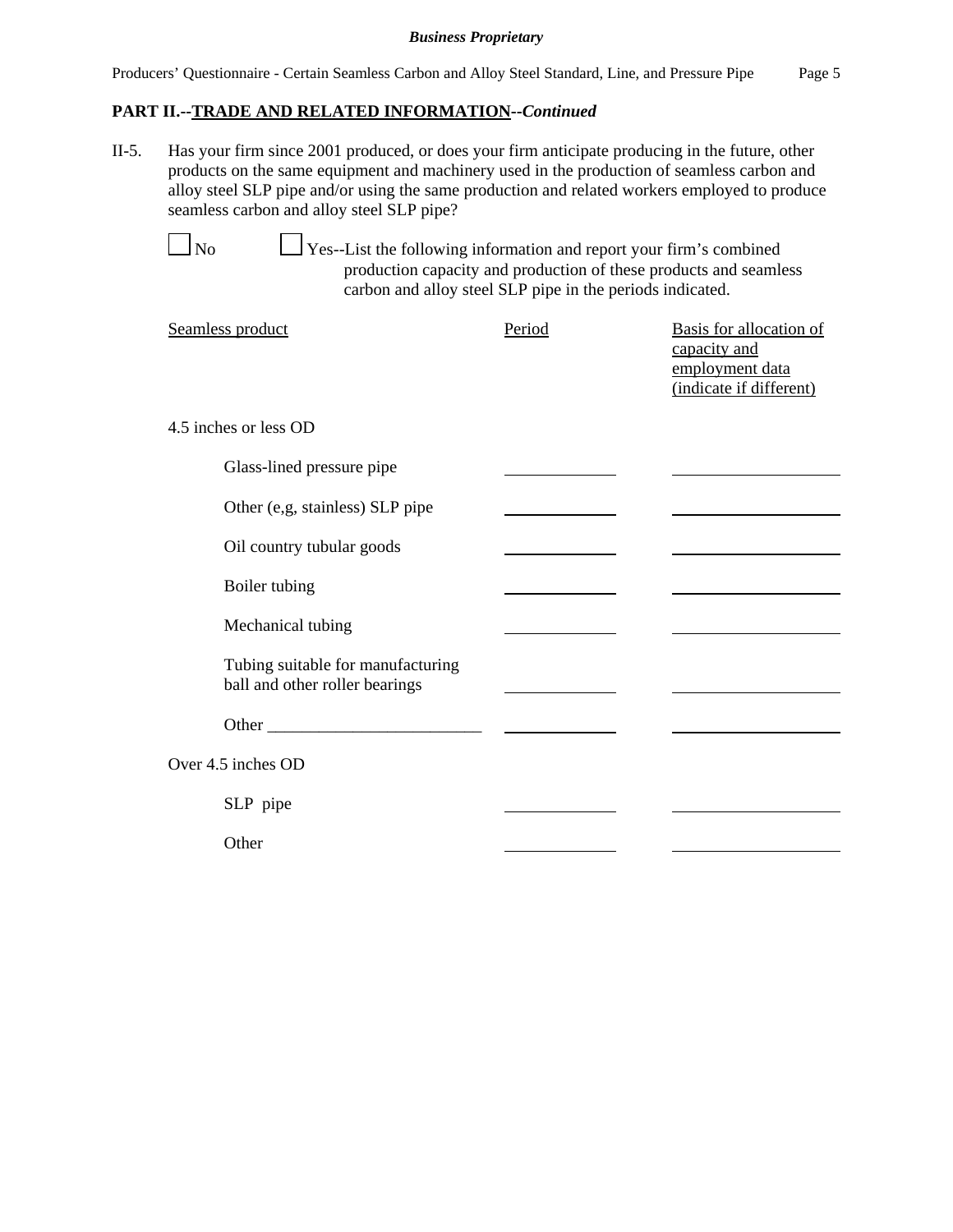**PART II.--TRADE AND RELATED INFORMATION--*Continued***

II-5. Has your firm since 2001 produced, or does your firm anticipate producing in the future, other products on the same equipment and machinery used in the production of seamless carbon and alloy steel SLP pipe and/or using the same production and related workers employed to produce seamless carbon and alloy steel SLP pipe?

☐ No ☐ Yes--List the following information and report your firm's combined production capacity and production of these products and seamless carbon and alloy steel SLP pipe in the periods indicated.

| Seamless product | Period | Basis for allocation of capacity and employment data (indicate if different) |
|---|---|---|
| 4.5 inches or less OD | | |
| Glass-lined pressure pipe | ______ | ______ |
| Other (e,g, stainless) SLP pipe | ______ | ______ |
| Oil country tubular goods | ______ | ______ |
| Boiler tubing | ______ | ______ |
| Mechanical tubing | ______ | ______ |
| Tubing suitable for manufacturing ball and other roller bearings | ______ | ______ |
| Other ______ | ______ | ______ |
| Over 4.5 inches OD | | |
| SLP pipe | ______ | ______ |
| Other | ______ | ______ |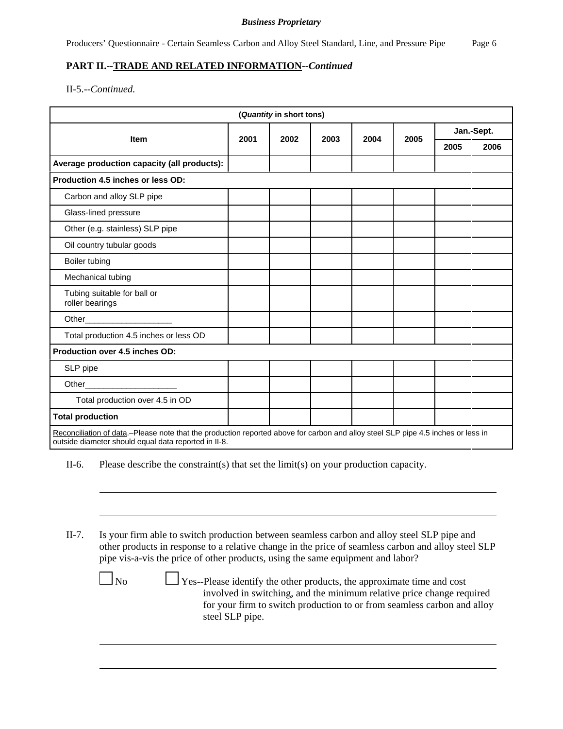**Business Proprietary**

## PART II.--TRADE AND RELATED INFORMATION--*Continued*

II-5.--*Continued.*

| (*Quantity* in short tons) | | | | | | | |
|---|---|---|---|---|---|---|---|
| **Item** | **2001** | **2002** | **2003** | **2004** | **2005** | **Jan.-Sept.** | |
| | | | | | | **2005** | **2006** |
| **Average production capacity (all products):** | | | | | | | |
| **Production 4.5 inches or less OD:** | | | | | | | |
| Carbon and alloy SLP pipe | | | | | | | |
| Glass-lined pressure | | | | | | | |
| Other (e.g. stainless) SLP pipe | | | | | | | |
| Oil country tubular goods | | | | | | | |
| Boiler tubing | | | | | | | |
| Mechanical tubing | | | | | | | |
| Tubing suitable for ball or roller bearings | | | | | | | |
| Other___________________ | | | | | | | |
| Total production 4.5 inches or less OD | | | | | | | |
| **Production over 4.5 inches OD:** | | | | | | | |
| SLP pipe | | | | | | | |
| Other____________________ | | | | | | | |
| Total production over 4.5 in OD | | | | | | | |
| **Total production** | | | | | | | |

Reconciliation of data.–Please note that the production reported above for carbon and alloy steel SLP pipe 4.5 inches or less in outside diameter should equal data reported in II-8.

II-6. Please describe the constraint(s) that set the limit(s) on your production capacity.

______________________________________________________________________________

______________________________________________________________________________

II-7. Is your firm able to switch production between seamless carbon and alloy steel SLP pipe and other products in response to a relative change in the price of seamless carbon and alloy steel SLP pipe vis-a-vis the price of other products, using the same equipment and labor?

☐ No ☐ Yes--Please identify the other products, the approximate time and cost involved in switching, and the minimum relative price change required for your firm to switch production to or from seamless carbon and alloy steel SLP pipe.

______________________________________________________________________________

______________________________________________________________________________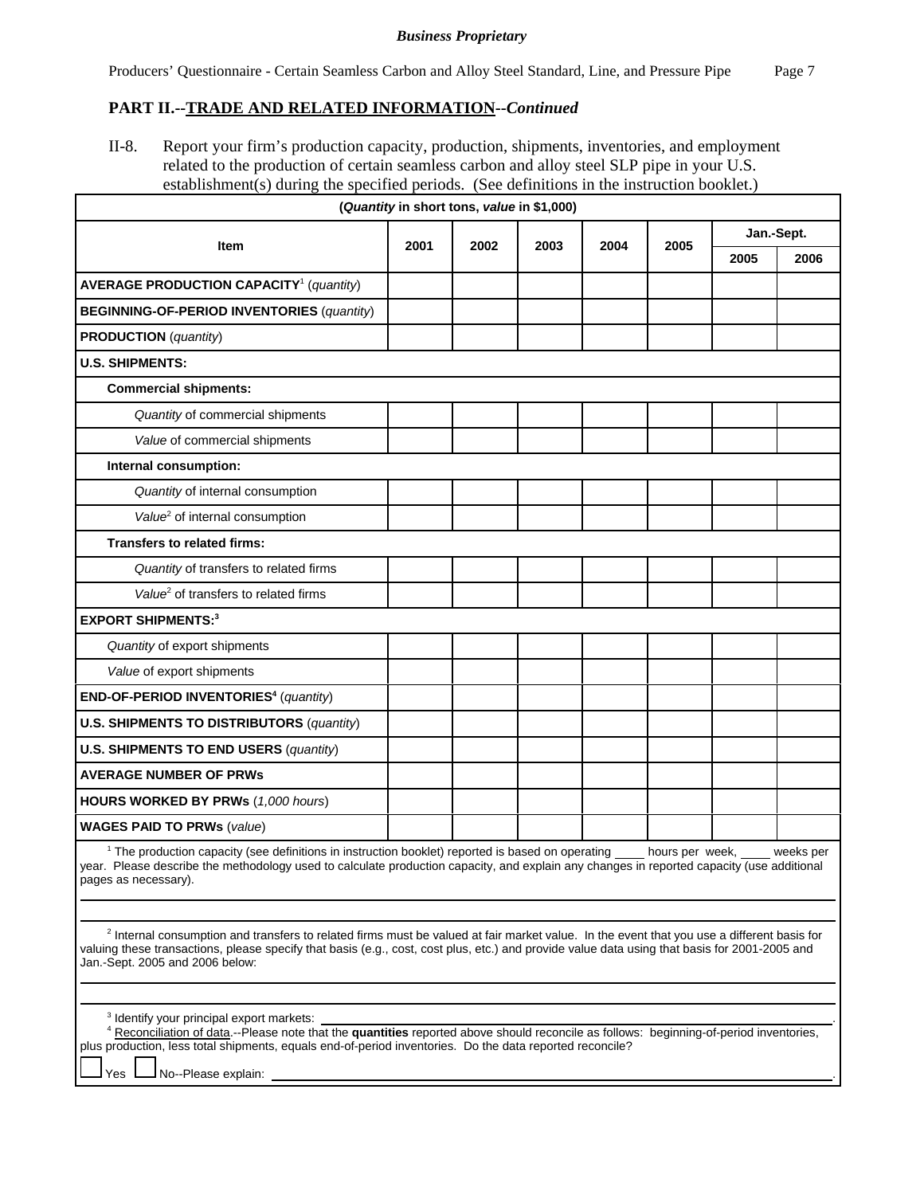## PART II.--TRADE AND RELATED INFORMATION--*Continued*

II-8. Report your firm's production capacity, production, shipments, inventories, and employment related to the production of certain seamless carbon and alloy steel SLP pipe in your U.S. establishment(s) during the specified periods. (See definitions in the instruction booklet.)

(*Quantity* in short tons, *value* in $1,000)

| Item | 2001 | 2002 | 2003 | 2004 | 2005 | Jan.-Sept. | |
|---|---|---|---|---|---|---|---|
| | | | | | | 2005 | 2006 |
| **AVERAGE PRODUCTION CAPACITY**[1] (*quantity*) | | | | | | | |
| **BEGINNING-OF-PERIOD INVENTORIES** (*quantity*) | | | | | | | |
| **PRODUCTION** (*quantity*) | | | | | | | |
| **U.S. SHIPMENTS:** | | | | | | | |
| **Commercial shipments:** | | | | | | | |
| *Quantity* of commercial shipments | | | | | | | |
| *Value* of commercial shipments | | | | | | | |
| **Internal consumption:** | | | | | | | |
| *Quantity* of internal consumption | | | | | | | |
| *Value*[2] of internal consumption | | | | | | | |
| **Transfers to related firms:** | | | | | | | |
| *Quantity* of transfers to related firms | | | | | | | |
| *Value*[2] of transfers to related firms | | | | | | | |
| **EXPORT SHIPMENTS:**[3] | | | | | | | |
| *Quantity* of export shipments | | | | | | | |
| *Value* of export shipments | | | | | | | |
| **END-OF-PERIOD INVENTORIES**[4] (*quantity*) | | | | | | | |
| **U.S. SHIPMENTS TO DISTRIBUTORS** (*quantity*) | | | | | | | |
| **U.S. SHIPMENTS TO END USERS** (*quantity*) | | | | | | | |
| **AVERAGE NUMBER OF PRWs** | | | | | | | |
| **HOURS WORKED BY PRWs** (*1,000 hours*) | | | | | | | |
| **WAGES PAID TO PRWs** (*value*) | | | | | | | |

[1] The production capacity (see definitions in instruction booklet) reported is based on operating ____ hours per week, ____ weeks per year. Please describe the methodology used to calculate production capacity, and explain any changes in reported capacity (use additional pages as necessary).

[2] Internal consumption and transfers to related firms must be valued at fair market value. In the event that you use a different basis for valuing these transactions, please specify that basis (e.g., cost, cost plus, etc.) and provide value data using that basis for 2001-2005 and Jan.-Sept. 2005 and 2006 below:

[3] Identify your principal export markets: ____________________.

[4] Reconciliation of data.--Please note that the **quantities** reported above should reconcile as follows: beginning-of-period inventories, plus production, less total shipments, equals end-of-period inventories. Do the data reported reconcile?

☐ Yes ☐ No--Please explain: ____________________.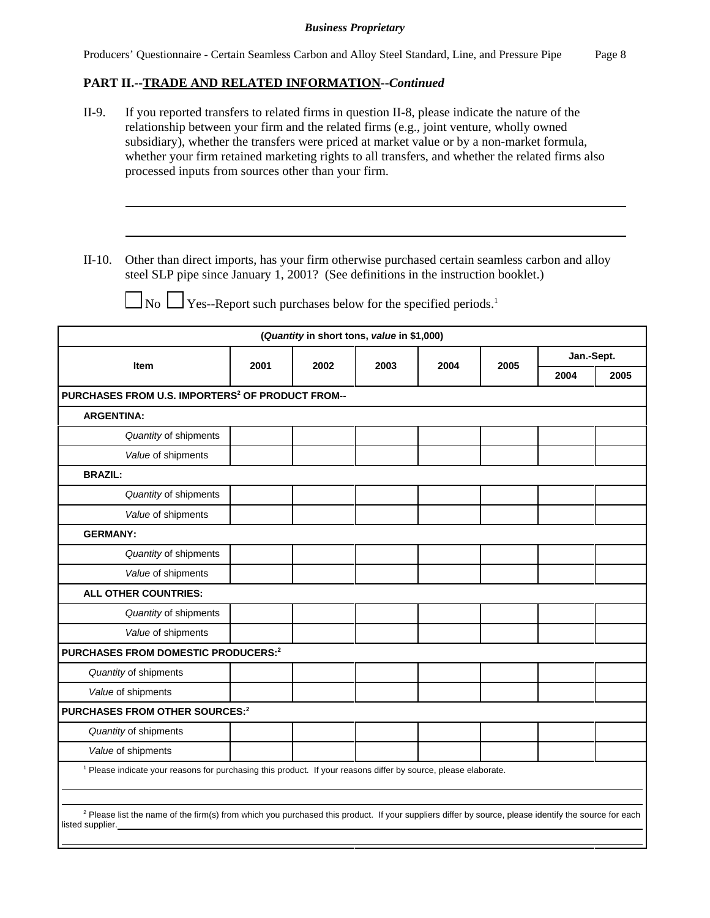## PART II.--TRADE AND RELATED INFORMATION--*Continued*

II-9. If you reported transfers to related firms in question II-8, please indicate the nature of the relationship between your firm and the related firms (e.g., joint venture, wholly owned subsidiary), whether the transfers were priced at market value or by a non-market formula, whether your firm retained marketing rights to all transfers, and whether the related firms also processed inputs from sources other than your firm.

\_\_\_\_\_\_\_\_\_\_\_\_\_\_\_\_\_\_\_\_\_\_\_\_\_\_\_\_\_\_\_\_\_\_\_\_\_\_\_\_\_\_\_\_\_\_\_\_\_\_\_\_\_\_\_\_\_\_\_\_\_\_\_\_\_\_\_\_\_\_

\_\_\_\_\_\_\_\_\_\_\_\_\_\_\_\_\_\_\_\_\_\_\_\_\_\_\_\_\_\_\_\_\_\_\_\_\_\_\_\_\_\_\_\_\_\_\_\_\_\_\_\_\_\_\_\_\_\_\_\_\_\_\_\_\_\_\_\_\_\_

II-10. Other than direct imports, has your firm otherwise purchased certain seamless carbon and alloy steel SLP pipe since January 1, 2001? (See definitions in the instruction booklet.)

☐ No ☐ Yes--Report such purchases below for the specified periods.[1]

| (*Quantity* in short tons, *value* in $1,000) | | | | | | | |
|---|---|---|---|---|---|---|---|
| **Item** | **2001** | **2002** | **2003** | **2004** | **2005** | **Jan.-Sept.** | |
| | | | | | | **2004** | **2005** |
| **PURCHASES FROM U.S. IMPORTERS[2] OF PRODUCT FROM--** | | | | | | | |
| **ARGENTINA:** | | | | | | | |
| *Quantity* of shipments | | | | | | | |
| *Value* of shipments | | | | | | | |
| **BRAZIL:** | | | | | | | |
| *Quantity* of shipments | | | | | | | |
| *Value* of shipments | | | | | | | |
| **GERMANY:** | | | | | | | |
| *Quantity* of shipments | | | | | | | |
| *Value* of shipments | | | | | | | |
| **ALL OTHER COUNTRIES:** | | | | | | | |
| *Quantity* of shipments | | | | | | | |
| *Value* of shipments | | | | | | | |
| **PURCHASES FROM DOMESTIC PRODUCERS:[2]** | | | | | | | |
| *Quantity* of shipments | | | | | | | |
| *Value* of shipments | | | | | | | |
| **PURCHASES FROM OTHER SOURCES:[2]** | | | | | | | |
| *Quantity* of shipments | | | | | | | |
| *Value* of shipments | | | | | | | |

[1] Please indicate your reasons for purchasing this product. If your reasons differ by source, please elaborate.

\_\_\_\_\_\_\_\_\_\_\_\_\_\_\_\_\_\_\_\_\_\_\_\_\_\_\_\_\_\_\_\_\_\_\_\_\_\_\_\_\_\_\_\_\_\_\_\_\_\_\_\_\_\_\_\_\_\_\_\_\_\_\_\_\_\_\_\_\_\_

[2] Please list the name of the firm(s) from which you purchased this product. If your suppliers differ by source, please identify the source for each listed supplier.\_\_\_\_\_\_\_\_\_\_\_\_\_\_\_\_\_\_\_\_\_\_\_\_\_\_\_\_\_\_\_\_\_\_\_\_\_\_\_\_\_\_\_\_\_\_\_\_\_\_

\_\_\_\_\_\_\_\_\_\_\_\_\_\_\_\_\_\_\_\_\_\_\_\_\_\_\_\_\_\_\_\_\_\_\_\_\_\_\_\_\_\_\_\_\_\_\_\_\_\_\_\_\_\_\_\_\_\_\_\_\_\_\_\_\_\_\_\_\_\_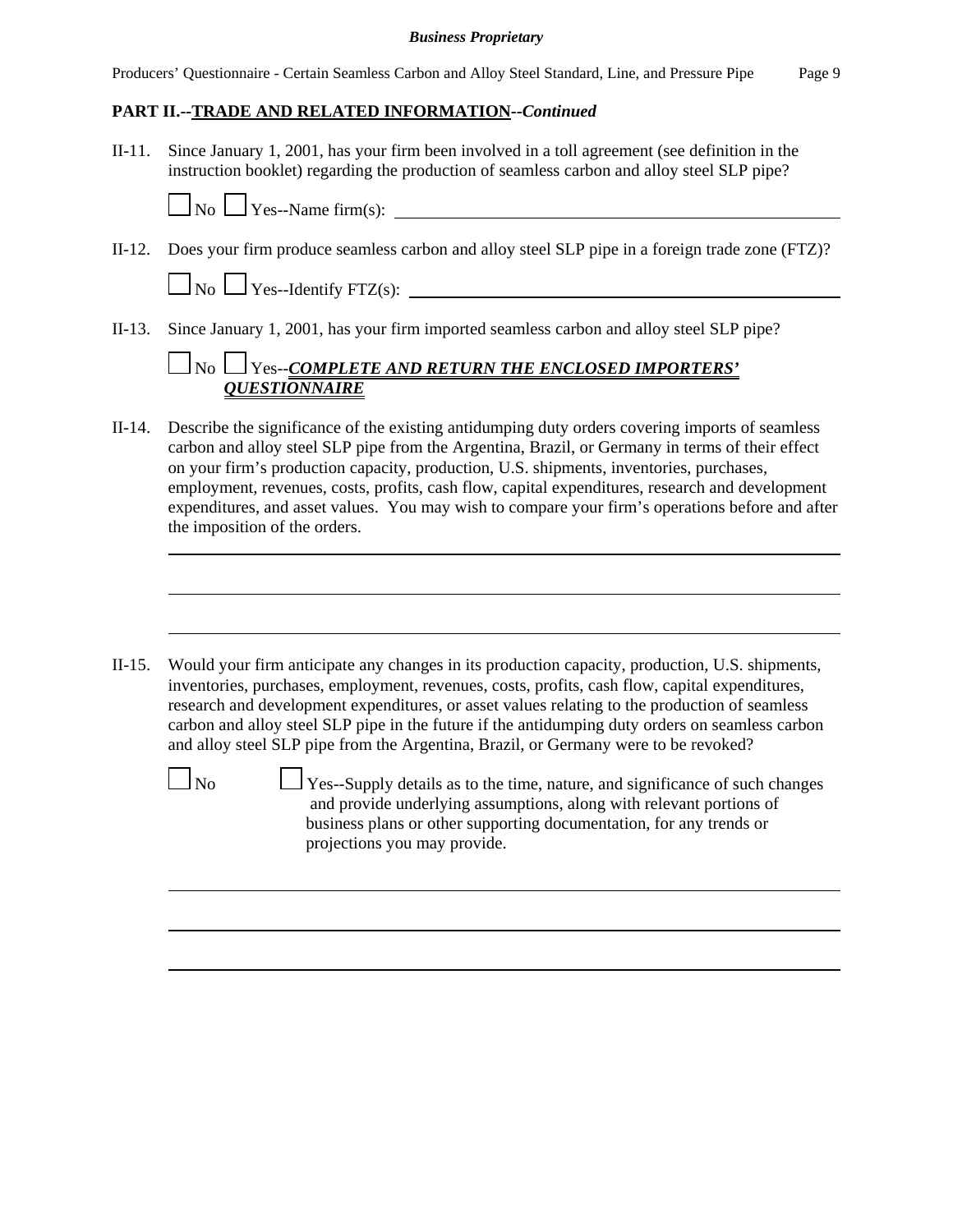**PART II.--TRADE AND RELATED INFORMATION--*Continued***

II-11. Since January 1, 2001, has your firm been involved in a toll agreement (see definition in the instruction booklet) regarding the production of seamless carbon and alloy steel SLP pipe?

☐ No ☐ Yes--Name firm(s): ______________________________

II-12. Does your firm produce seamless carbon and alloy steel SLP pipe in a foreign trade zone (FTZ)?

☐ No ☐ Yes--Identify FTZ(s): ______________________________

II-13. Since January 1, 2001, has your firm imported seamless carbon and alloy steel SLP pipe?

☐ No ☐ Yes--***COMPLETE AND RETURN THE ENCLOSED IMPORTERS' QUESTIONNAIRE***

II-14. Describe the significance of the existing antidumping duty orders covering imports of seamless carbon and alloy steel SLP pipe from the Argentina, Brazil, or Germany in terms of their effect on your firm's production capacity, production, U.S. shipments, inventories, purchases, employment, revenues, costs, profits, cash flow, capital expenditures, research and development expenditures, and asset values. You may wish to compare your firm's operations before and after the imposition of the orders.

______________________________

______________________________

______________________________

II-15. Would your firm anticipate any changes in its production capacity, production, U.S. shipments, inventories, purchases, employment, revenues, costs, profits, cash flow, capital expenditures, research and development expenditures, or asset values relating to the production of seamless carbon and alloy steel SLP pipe in the future if the antidumping duty orders on seamless carbon and alloy steel SLP pipe from the Argentina, Brazil, or Germany were to be revoked?

☐ No ☐ Yes--Supply details as to the time, nature, and significance of such changes and provide underlying assumptions, along with relevant portions of business plans or other supporting documentation, for any trends or projections you may provide.

______________________________

______________________________

______________________________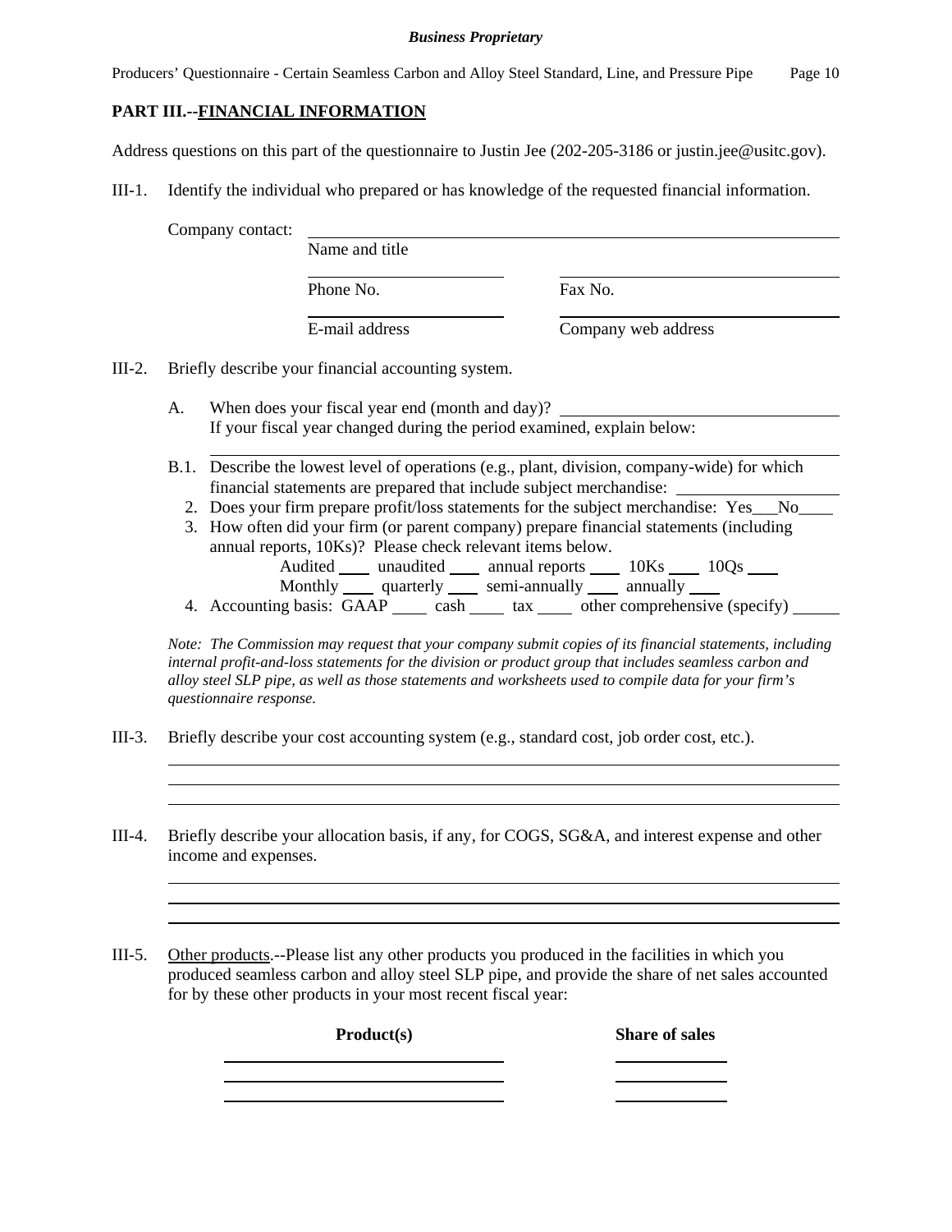## PART III.--FINANCIAL INFORMATION

Address questions on this part of the questionnaire to Justin Jee (202-205-3186 or justin.jee@usitc.gov).

III-1. Identify the individual who prepared or has knowledge of the requested financial information.

Company contact: ______________________________________________
Name and title

______________________ ______________________
Phone No. Fax No.

______________________ ______________________
E-mail address Company web address

III-2. Briefly describe your financial accounting system.

A. When does your fiscal year end (month and day)? ______________________
If your fiscal year changed during the period examined, explain below:
______________________________________________

B.1. Describe the lowest level of operations (e.g., plant, division, company-wide) for which financial statements are prepared that include subject merchandise: ______________

2. Does your firm prepare profit/loss statements for the subject merchandise: Yes___No____

3. How often did your firm (or parent company) prepare financial statements (including annual reports, 10Ks)? Please check relevant items below.
Audited ____ unaudited ____ annual reports ____ 10Ks ____ 10Qs ____
Monthly ____ quarterly ____ semi-annually ____ annually ____

4. Accounting basis: GAAP ____ cash ____ tax ____ other comprehensive (specify) ____

*Note: The Commission may request that your company submit copies of its financial statements, including internal profit-and-loss statements for the division or product group that includes seamless carbon and alloy steel SLP pipe, as well as those statements and worksheets used to compile data for your firm's questionnaire response.*

III-3. Briefly describe your cost accounting system (e.g., standard cost, job order cost, etc.).

______________________________________________
______________________________________________
______________________________________________

III-4. Briefly describe your allocation basis, if any, for COGS, SG&A, and interest expense and other income and expenses.

______________________________________________
______________________________________________
______________________________________________

III-5. Other products.--Please list any other products you produced in the facilities in which you produced seamless carbon and alloy steel SLP pipe, and provide the share of net sales accounted for by these other products in your most recent fiscal year:

| **Product(s)** | **Share of sales** |
|---|---|
| | |
| | |
| | |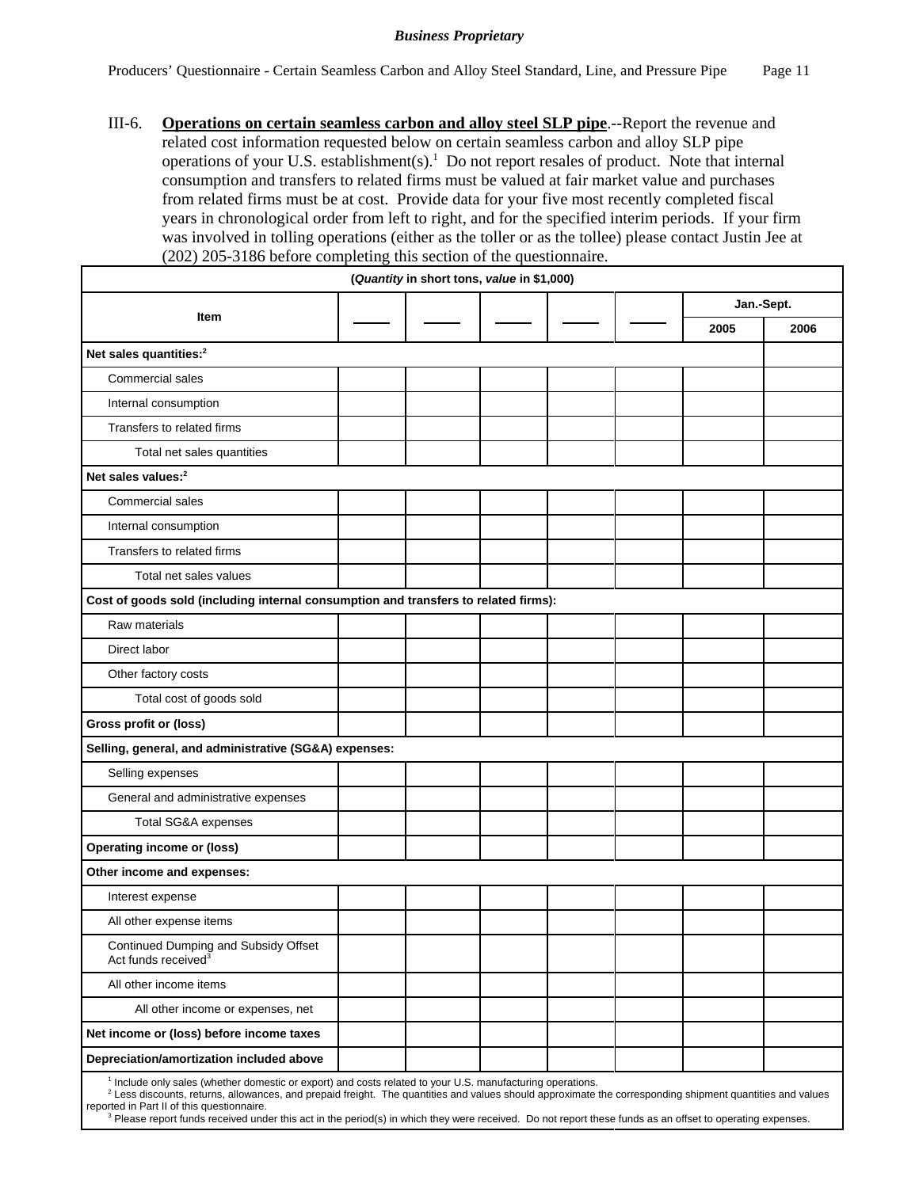III-6. **<u>Operations on certain seamless carbon and alloy steel SLP pipe</u>**.--Report the revenue and related cost information requested below on certain seamless carbon and alloy SLP pipe operations of your U.S. establishment(s).[1] Do not report resales of product. Note that internal consumption and transfers to related firms must be valued at fair market value and purchases from related firms must be at cost. Provide data for your five most recently completed fiscal years in chronological order from left to right, and for the specified interim periods. If your firm was involved in tolling operations (either as the toller or as the tollee) please contact Justin Jee at (202) 205-3186 before completing this section of the questionnaire.

| (*Quantity* in short tons, *value* in $1,000) | | | | | | | |
|---|---|---|---|---|---|---|---|
| Item | ____ | ____ | ____ | ____ | ____ | Jan.-Sept. 2005 | Jan.-Sept. 2006 |
| **Net sales quantities:**[2] | | | | | | | |
| Commercial sales | | | | | | | |
| Internal consumption | | | | | | | |
| Transfers to related firms | | | | | | | |
| Total net sales quantities | | | | | | | |
| **Net sales values:**[2] | | | | | | | |
| Commercial sales | | | | | | | |
| Internal consumption | | | | | | | |
| Transfers to related firms | | | | | | | |
| Total net sales values | | | | | | | |
| **Cost of goods sold (including internal consumption and transfers to related firms):** | | | | | | | |
| Raw materials | | | | | | | |
| Direct labor | | | | | | | |
| Other factory costs | | | | | | | |
| Total cost of goods sold | | | | | | | |
| **Gross profit or (loss)** | | | | | | | |
| **Selling, general, and administrative (SG&A) expenses:** | | | | | | | |
| Selling expenses | | | | | | | |
| General and administrative expenses | | | | | | | |
| Total SG&A expenses | | | | | | | |
| **Operating income or (loss)** | | | | | | | |
| **Other income and expenses:** | | | | | | | |
| Interest expense | | | | | | | |
| All other expense items | | | | | | | |
| Continued Dumping and Subsidy Offset Act funds received[3] | | | | | | | |
| All other income items | | | | | | | |
| All other income or expenses, net | | | | | | | |
| **Net income or (loss) before income taxes** | | | | | | | |
| **Depreciation/amortization included above** | | | | | | | |

[1] Include only sales (whether domestic or export) and costs related to your U.S. manufacturing operations.
[2] Less discounts, returns, allowances, and prepaid freight. The quantities and values should approximate the corresponding shipment quantities and values reported in Part II of this questionnaire.
[3] Please report funds received under this act in the period(s) in which they were received. Do not report these funds as an offset to operating expenses.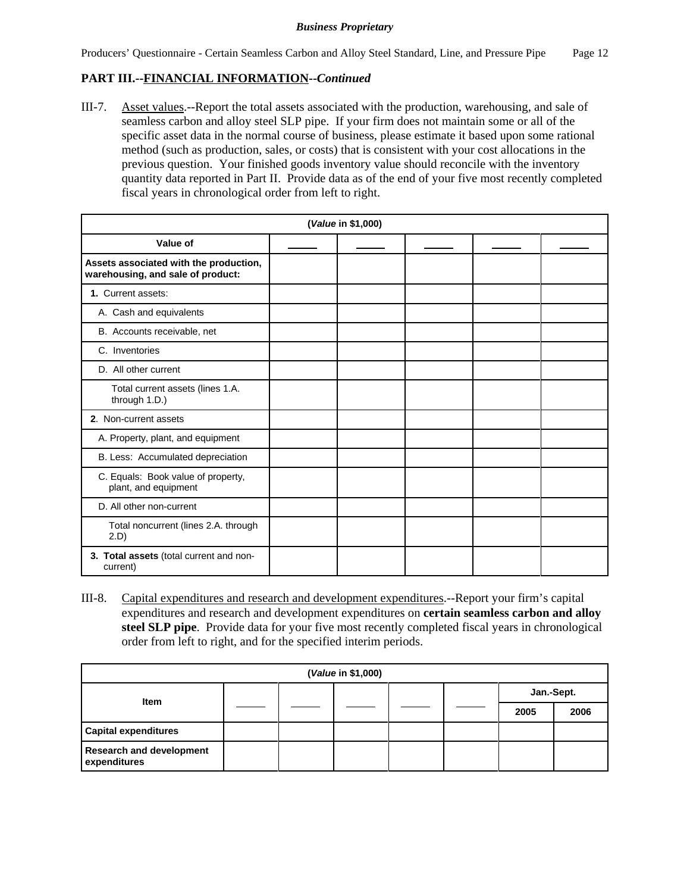## PART III.--FINANCIAL INFORMATION--*Continued*

III-7. Asset values.--Report the total assets associated with the production, warehousing, and sale of seamless carbon and alloy steel SLP pipe. If your firm does not maintain some or all of the specific asset data in the normal course of business, please estimate it based upon some rational method (such as production, sales, or costs) that is consistent with your cost allocations in the previous question. Your finished goods inventory value should reconcile with the inventory quantity data reported in Part II. Provide data as of the end of your five most recently completed fiscal years in chronological order from left to right.

| (*Value* in $1,000) | | | | | |
|---|---|---|---|---|---|
| **Value of** | _____ | _____ | _____ | _____ | _____ |
| **Assets associated with the production, warehousing, and sale of product:** | | | | | |
| **1.** Current assets: | | | | | |
| A. Cash and equivalents | | | | | |
| B. Accounts receivable, net | | | | | |
| C. Inventories | | | | | |
| D. All other current | | | | | |
| Total current assets (lines 1.A. through 1.D.) | | | | | |
| **2**. Non-current assets | | | | | |
| A. Property, plant, and equipment | | | | | |
| B. Less: Accumulated depreciation | | | | | |
| C. Equals: Book value of property, plant, and equipment | | | | | |
| D. All other non-current | | | | | |
| Total noncurrent (lines 2.A. through 2.D) | | | | | |
| **3. Total assets** (total current and non-current) | | | | | |

III-8. Capital expenditures and research and development expenditures.--Report your firm's capital expenditures and research and development expenditures on **certain seamless carbon and alloy steel SLP pipe**. Provide data for your five most recently completed fiscal years in chronological order from left to right, and for the specified interim periods.

| (*Value* in $1,000) | | | | | | | |
|---|---|---|---|---|---|---|---|
| **Item** | _____ | _____ | _____ | _____ | _____ | **Jan.-Sept.** | |
| | | | | | | **2005** | **2006** |
| **Capital expenditures** | | | | | | | |
| **Research and development expenditures** | | | | | | | |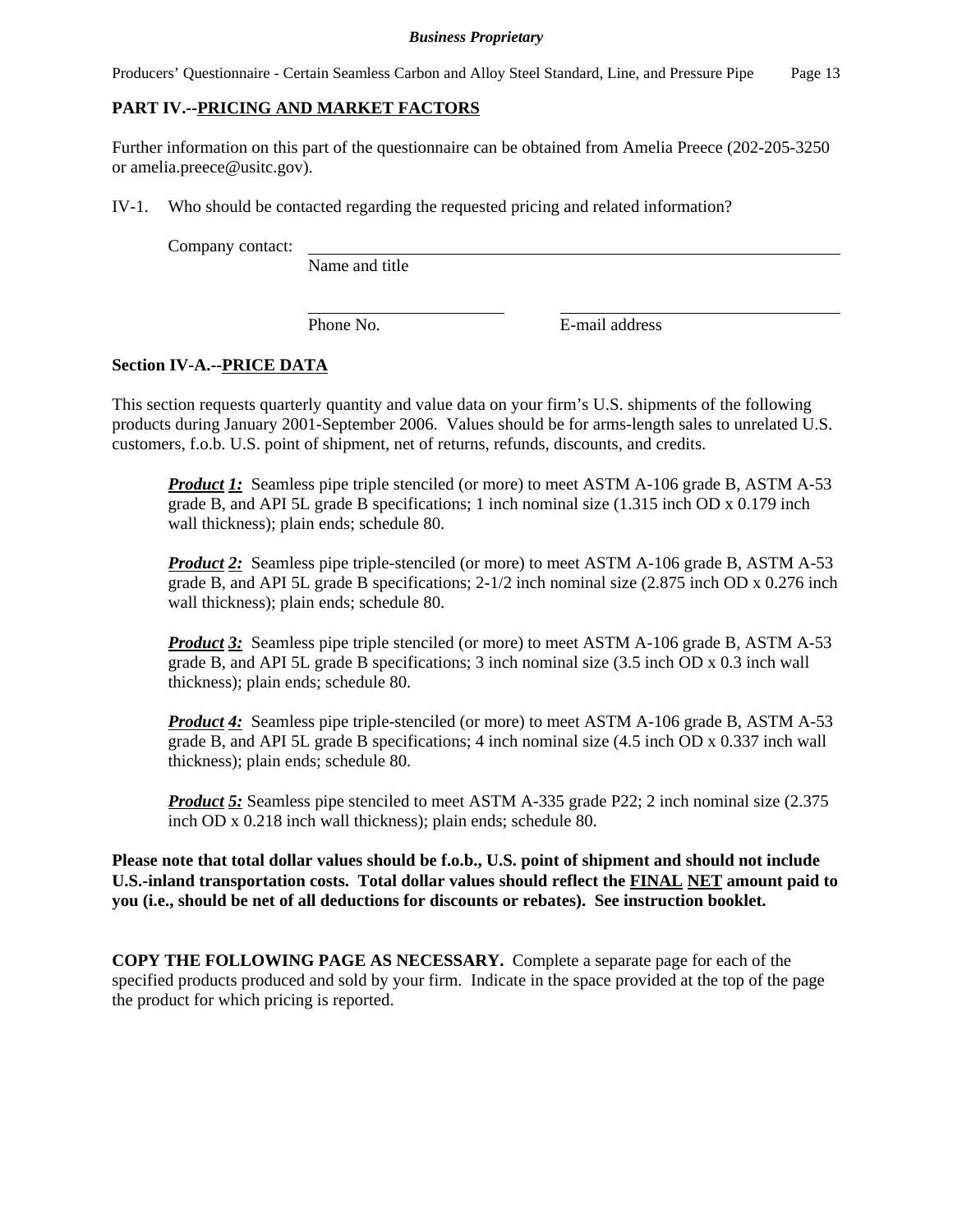## PART IV.--PRICING AND MARKET FACTORS

Further information on this part of the questionnaire can be obtained from Amelia Preece (202-205-3250 or amelia.preece@usitc.gov).

IV-1. Who should be contacted regarding the requested pricing and related information?

Company contact: ______________________________________________
Name and title

______________________ ______________________
Phone No. E-mail address

### Section IV-A.--PRICE DATA

This section requests quarterly quantity and value data on your firm's U.S. shipments of the following products during January 2001-September 2006. Values should be for arms-length sales to unrelated U.S. customers, f.o.b. U.S. point of shipment, net of returns, refunds, discounts, and credits.

***Product 1:*** Seamless pipe triple stenciled (or more) to meet ASTM A-106 grade B, ASTM A-53 grade B, and API 5L grade B specifications; 1 inch nominal size (1.315 inch OD x 0.179 inch wall thickness); plain ends; schedule 80.

***Product 2:*** Seamless pipe triple-stenciled (or more) to meet ASTM A-106 grade B, ASTM A-53 grade B, and API 5L grade B specifications; 2-1/2 inch nominal size (2.875 inch OD x 0.276 inch wall thickness); plain ends; schedule 80.

***Product 3:*** Seamless pipe triple stenciled (or more) to meet ASTM A-106 grade B, ASTM A-53 grade B, and API 5L grade B specifications; 3 inch nominal size (3.5 inch OD x 0.3 inch wall thickness); plain ends; schedule 80.

***Product 4:*** Seamless pipe triple-stenciled (or more) to meet ASTM A-106 grade B, ASTM A-53 grade B, and API 5L grade B specifications; 4 inch nominal size (4.5 inch OD x 0.337 inch wall thickness); plain ends; schedule 80.

***Product 5:*** Seamless pipe stenciled to meet ASTM A-335 grade P22; 2 inch nominal size (2.375 inch OD x 0.218 inch wall thickness); plain ends; schedule 80.

**Please note that total dollar values should be f.o.b., U.S. point of shipment and should not include U.S.-inland transportation costs. Total dollar values should reflect the FINAL NET amount paid to you (i.e., should be net of all deductions for discounts or rebates). See instruction booklet.**

**COPY THE FOLLOWING PAGE AS NECESSARY.** Complete a separate page for each of the specified products produced and sold by your firm. Indicate in the space provided at the top of the page the product for which pricing is reported.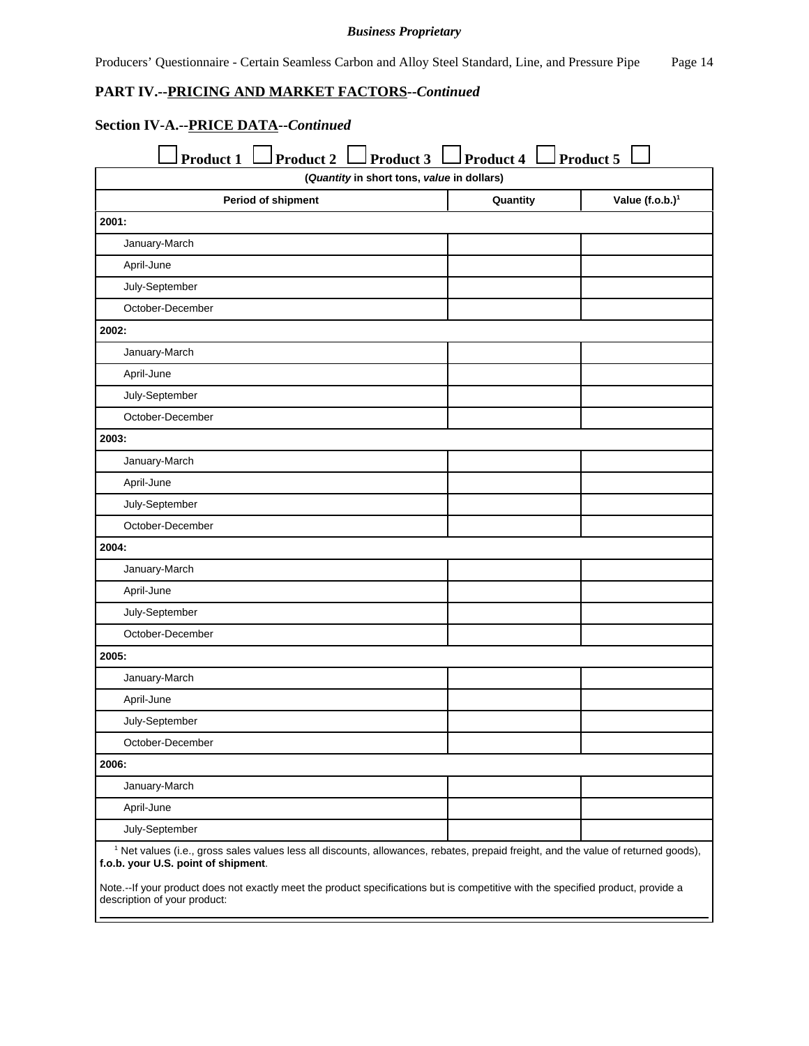**PART IV.--PRICING AND MARKET FACTORS--*Continued***

**Section IV-A.--PRICE DATA--*Continued***

☐ **Product 1** ☐ **Product 2** ☐ **Product 3** ☐ **Product 4** ☐ **Product 5** ☐

| (*Quantity* in short tons, *value* in dollars) | | |
|---|---|---|
| **Period of shipment** | **Quantity** | **Value (f.o.b.)**[1] |
| **2001:** | | |
| January-March | | |
| April-June | | |
| July-September | | |
| October-December | | |
| **2002:** | | |
| January-March | | |
| April-June | | |
| July-September | | |
| October-December | | |
| **2003:** | | |
| January-March | | |
| April-June | | |
| July-September | | |
| October-December | | |
| **2004:** | | |
| January-March | | |
| April-June | | |
| July-September | | |
| October-December | | |
| **2005:** | | |
| January-March | | |
| April-June | | |
| July-September | | |
| October-December | | |
| **2006:** | | |
| January-March | | |
| April-June | | |
| July-September | | |

[1] Net values (i.e., gross sales values less all discounts, allowances, rebates, prepaid freight, and the value of returned goods), **f.o.b. your U.S. point of shipment**.

Note.--If your product does not exactly meet the product specifications but is competitive with the specified product, provide a description of your product: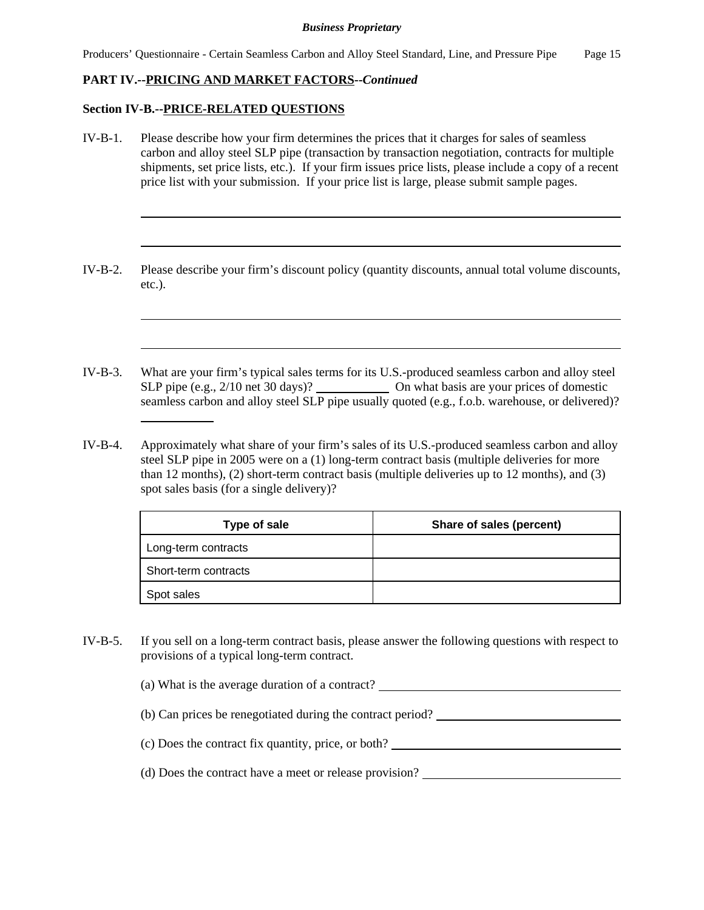**PART IV.--PRICING AND MARKET FACTORS--*Continued***

**Section IV-B.--PRICE-RELATED QUESTIONS**

IV-B-1. Please describe how your firm determines the prices that it charges for sales of seamless carbon and alloy steel SLP pipe (transaction by transaction negotiation, contracts for multiple shipments, set price lists, etc.). If your firm issues price lists, please include a copy of a recent price list with your submission. If your price list is large, please submit sample pages.

\_\_\_\_\_\_\_\_\_\_\_\_\_\_\_\_\_\_\_\_\_\_\_\_\_\_\_\_\_\_\_\_\_\_\_\_\_\_\_\_\_\_\_\_\_\_\_\_\_\_\_\_\_\_\_\_\_\_\_\_\_\_\_\_

\_\_\_\_\_\_\_\_\_\_\_\_\_\_\_\_\_\_\_\_\_\_\_\_\_\_\_\_\_\_\_\_\_\_\_\_\_\_\_\_\_\_\_\_\_\_\_\_\_\_\_\_\_\_\_\_\_\_\_\_\_\_\_\_

IV-B-2. Please describe your firm's discount policy (quantity discounts, annual total volume discounts, etc.).

\_\_\_\_\_\_\_\_\_\_\_\_\_\_\_\_\_\_\_\_\_\_\_\_\_\_\_\_\_\_\_\_\_\_\_\_\_\_\_\_\_\_\_\_\_\_\_\_\_\_\_\_\_\_\_\_\_\_\_\_\_\_\_\_

\_\_\_\_\_\_\_\_\_\_\_\_\_\_\_\_\_\_\_\_\_\_\_\_\_\_\_\_\_\_\_\_\_\_\_\_\_\_\_\_\_\_\_\_\_\_\_\_\_\_\_\_\_\_\_\_\_\_\_\_\_\_\_\_

IV-B-3. What are your firm's typical sales terms for its U.S.-produced seamless carbon and alloy steel SLP pipe (e.g., 2/10 net 30 days)? \_\_\_\_\_\_\_\_\_\_ On what basis are your prices of domestic seamless carbon and alloy steel SLP pipe usually quoted (e.g., f.o.b. warehouse, or delivered)? \_\_\_\_\_\_\_\_\_\_

IV-B-4. Approximately what share of your firm's sales of its U.S.-produced seamless carbon and alloy steel SLP pipe in 2005 were on a (1) long-term contract basis (multiple deliveries for more than 12 months), (2) short-term contract basis (multiple deliveries up to 12 months), and (3) spot sales basis (for a single delivery)?

| Type of sale | Share of sales (percent) |
|---|---|
| Long-term contracts | |
| Short-term contracts | |
| Spot sales | |

IV-B-5. If you sell on a long-term contract basis, please answer the following questions with respect to provisions of a typical long-term contract.

(a) What is the average duration of a contract? \_\_\_\_\_\_\_\_\_\_\_\_\_\_\_\_\_\_\_\_

(b) Can prices be renegotiated during the contract period? \_\_\_\_\_\_\_\_\_\_\_\_\_\_\_\_\_\_\_\_

(c) Does the contract fix quantity, price, or both? \_\_\_\_\_\_\_\_\_\_\_\_\_\_\_\_\_\_\_\_

(d) Does the contract have a meet or release provision? \_\_\_\_\_\_\_\_\_\_\_\_\_\_\_\_\_\_\_\_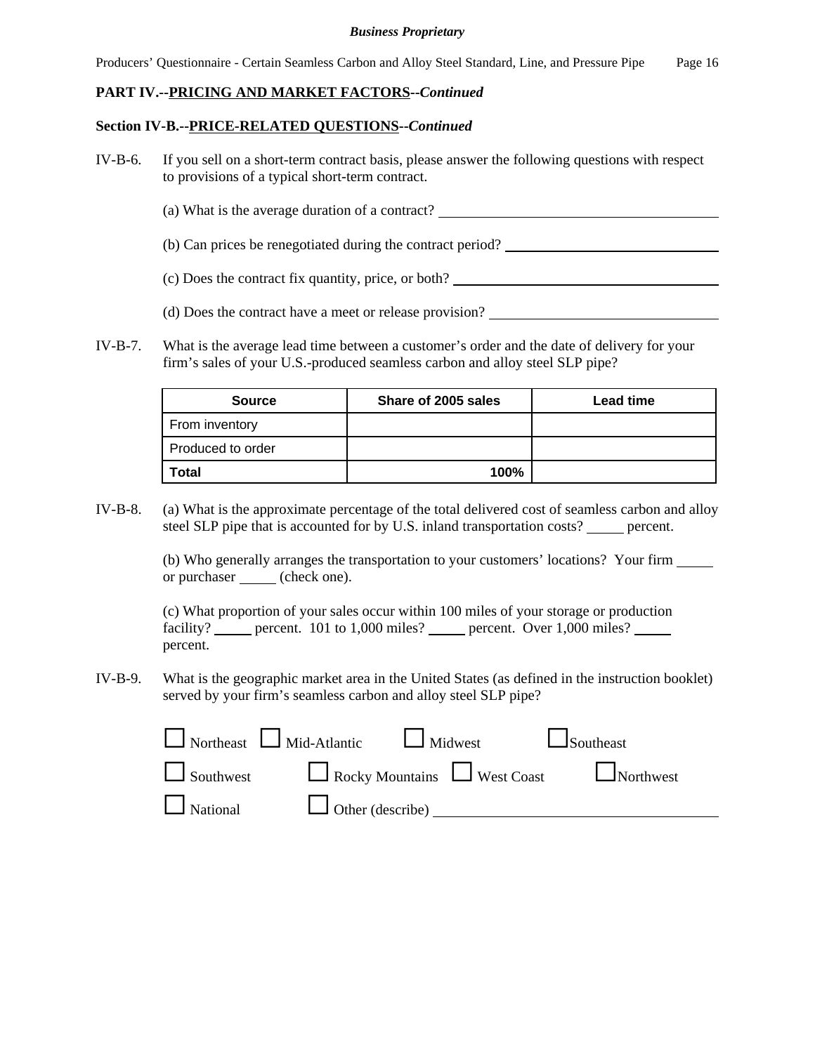**PART IV.--PRICING AND MARKET FACTORS--*Continued***

**Section IV-B.--PRICE-RELATED QUESTIONS--*Continued***

IV-B-6. If you sell on a short-term contract basis, please answer the following questions with respect to provisions of a typical short-term contract.

(a) What is the average duration of a contract? ______________________________

(b) Can prices be renegotiated during the contract period? ______________________

(c) Does the contract fix quantity, price, or both? ____________________________

(d) Does the contract have a meet or release provision? _________________________

IV-B-7. What is the average lead time between a customer's order and the date of delivery for your firm's sales of your U.S.-produced seamless carbon and alloy steel SLP pipe?

| Source | Share of 2005 sales | Lead time |
|---|---|---|
| From inventory | | |
| Produced to order | | |
| **Total** | **100%** | |

IV-B-8. (a) What is the approximate percentage of the total delivered cost of seamless carbon and alloy steel SLP pipe that is accounted for by U.S. inland transportation costs? _____ percent.

(b) Who generally arranges the transportation to your customers' locations? Your firm _____ or purchaser _____ (check one).

(c) What proportion of your sales occur within 100 miles of your storage or production facility? _____ percent. 101 to 1,000 miles? _____ percent. Over 1,000 miles? _____ percent.

IV-B-9. What is the geographic market area in the United States (as defined in the instruction booklet) served by your firm's seamless carbon and alloy steel SLP pipe?

☐ Northeast ☐ Mid-Atlantic ☐ Midwest ☐ Southeast

☐ Southwest ☐ Rocky Mountains ☐ West Coast ☐ Northwest

☐ National ☐ Other (describe) ______________________________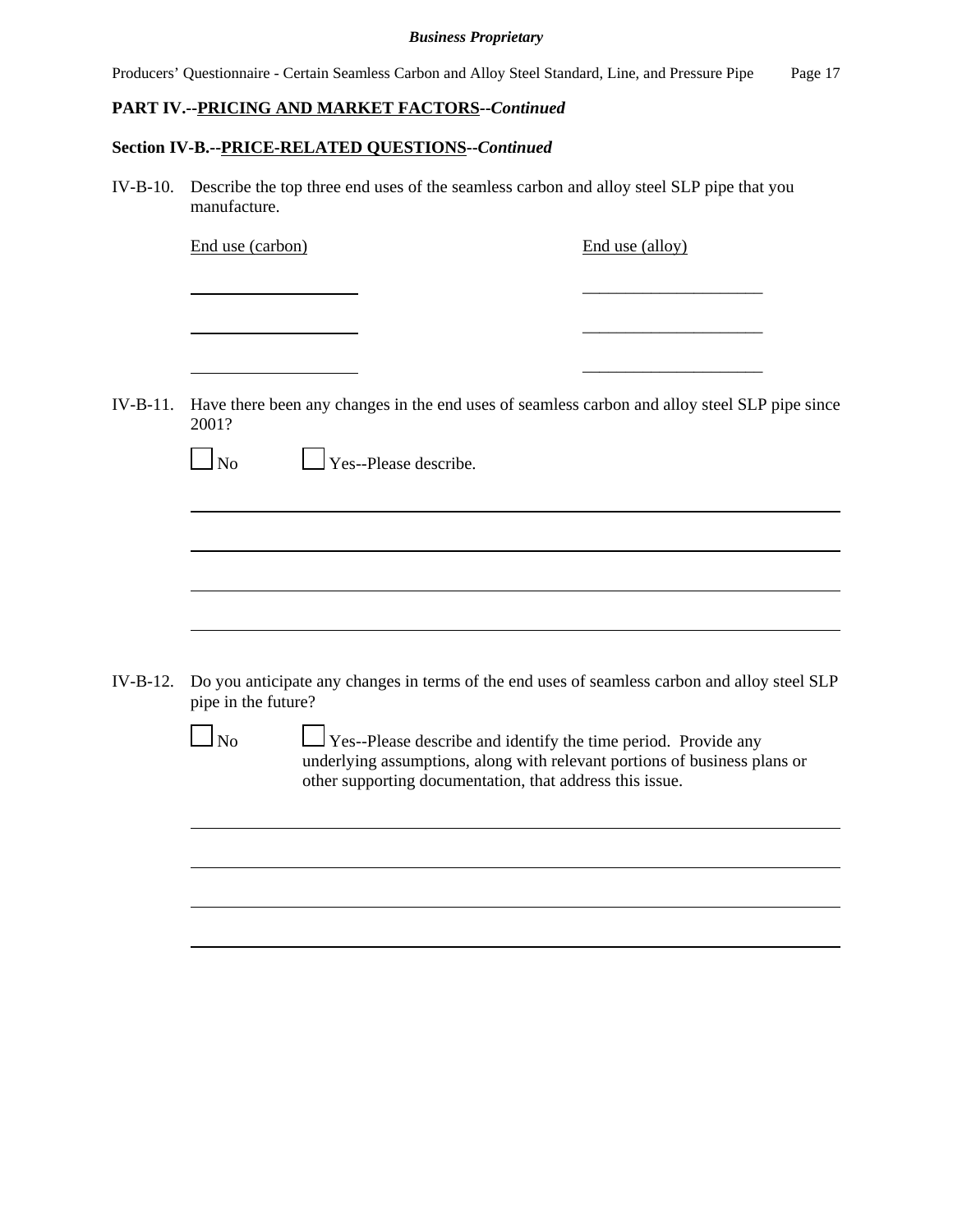**PART IV.--PRICING AND MARKET FACTORS--*Continued***

**Section IV-B.--PRICE-RELATED QUESTIONS--*Continued***

IV-B-10. Describe the top three end uses of the seamless carbon and alloy steel SLP pipe that you manufacture.

| End use (carbon) | End use (alloy) |
|---|---|
| ____________________ | ____________________ |
| ____________________ | ____________________ |
| ____________________ | ____________________ |

IV-B-11. Have there been any changes in the end uses of seamless carbon and alloy steel SLP pipe since 2001?

☐ No ☐ Yes--Please describe.

______________________________________________________________________________

______________________________________________________________________________

______________________________________________________________________________

______________________________________________________________________________

IV-B-12. Do you anticipate any changes in terms of the end uses of seamless carbon and alloy steel SLP pipe in the future?

☐ No ☐ Yes--Please describe and identify the time period. Provide any underlying assumptions, along with relevant portions of business plans or other supporting documentation, that address this issue.

______________________________________________________________________________

______________________________________________________________________________

______________________________________________________________________________

______________________________________________________________________________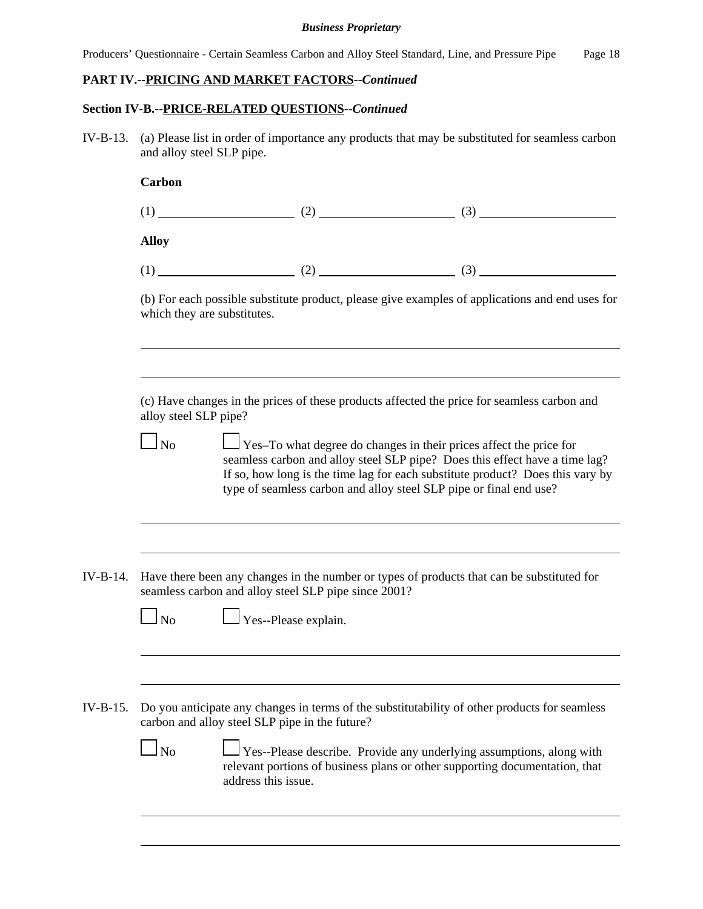**PART IV.--PRICING AND MARKET FACTORS--*Continued***

**Section IV-B.--PRICE-RELATED QUESTIONS--*Continued***

IV-B-13. (a) Please list in order of importance any products that may be substituted for seamless carbon and alloy steel SLP pipe.

**Carbon**

(1) ____________________ (2) ____________________ (3) ____________________

**Alloy**

(1) ____________________ (2) ____________________ (3) ____________________

(b) For each possible substitute product, please give examples of applications and end uses for which they are substitutes.

______________________________________________________________________

______________________________________________________________________

(c) Have changes in the prices of these products affected the price for seamless carbon and alloy steel SLP pipe?

☐ No ☐ Yes–To what degree do changes in their prices affect the price for seamless carbon and alloy steel SLP pipe? Does this effect have a time lag? If so, how long is the time lag for each substitute product? Does this vary by type of seamless carbon and alloy steel SLP pipe or final end use?

______________________________________________________________________

______________________________________________________________________

IV-B-14. Have there been any changes in the number or types of products that can be substituted for seamless carbon and alloy steel SLP pipe since 2001?

☐ No ☐ Yes--Please explain.

______________________________________________________________________

______________________________________________________________________

IV-B-15. Do you anticipate any changes in terms of the substitutability of other products for seamless carbon and alloy steel SLP pipe in the future?

☐ No ☐ Yes--Please describe. Provide any underlying assumptions, along with relevant portions of business plans or other supporting documentation, that address this issue.

______________________________________________________________________

______________________________________________________________________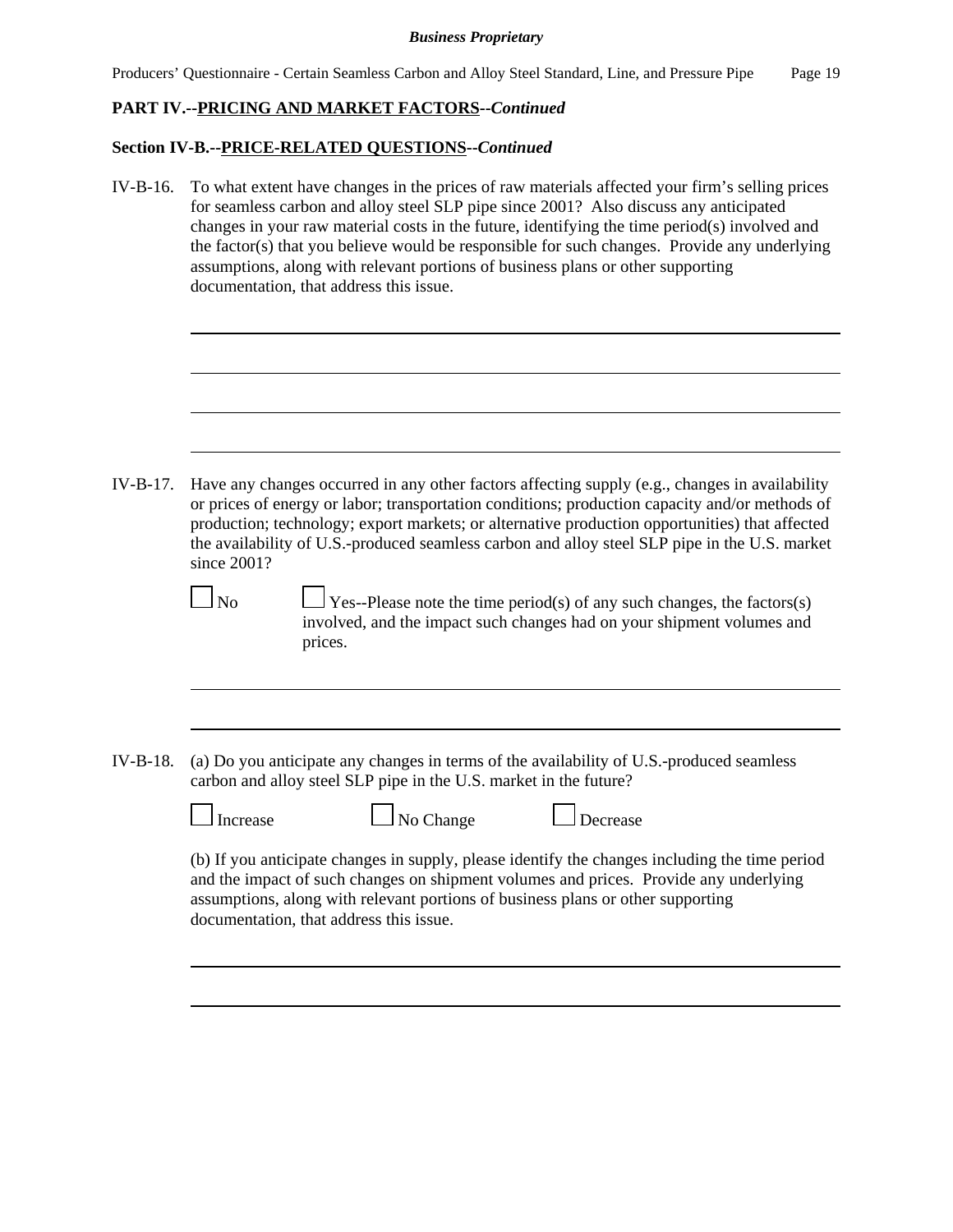**PART IV.--PRICING AND MARKET FACTORS--*Continued***

**Section IV-B.--PRICE-RELATED QUESTIONS--*Continued***

IV-B-16. To what extent have changes in the prices of raw materials affected your firm's selling prices for seamless carbon and alloy steel SLP pipe since 2001? Also discuss any anticipated changes in your raw material costs in the future, identifying the time period(s) involved and the factor(s) that you believe would be responsible for such changes. Provide any underlying assumptions, along with relevant portions of business plans or other supporting documentation, that address this issue.

IV-B-17. Have any changes occurred in any other factors affecting supply (e.g., changes in availability or prices of energy or labor; transportation conditions; production capacity and/or methods of production; technology; export markets; or alternative production opportunities) that affected the availability of U.S.-produced seamless carbon and alloy steel SLP pipe in the U.S. market since 2001?

☐ No ☐ Yes--Please note the time period(s) of any such changes, the factors(s) involved, and the impact such changes had on your shipment volumes and prices.

IV-B-18. (a) Do you anticipate any changes in terms of the availability of U.S.-produced seamless carbon and alloy steel SLP pipe in the U.S. market in the future?

☐ Increase ☐ No Change ☐ Decrease

(b) If you anticipate changes in supply, please identify the changes including the time period and the impact of such changes on shipment volumes and prices. Provide any underlying assumptions, along with relevant portions of business plans or other supporting documentation, that address this issue.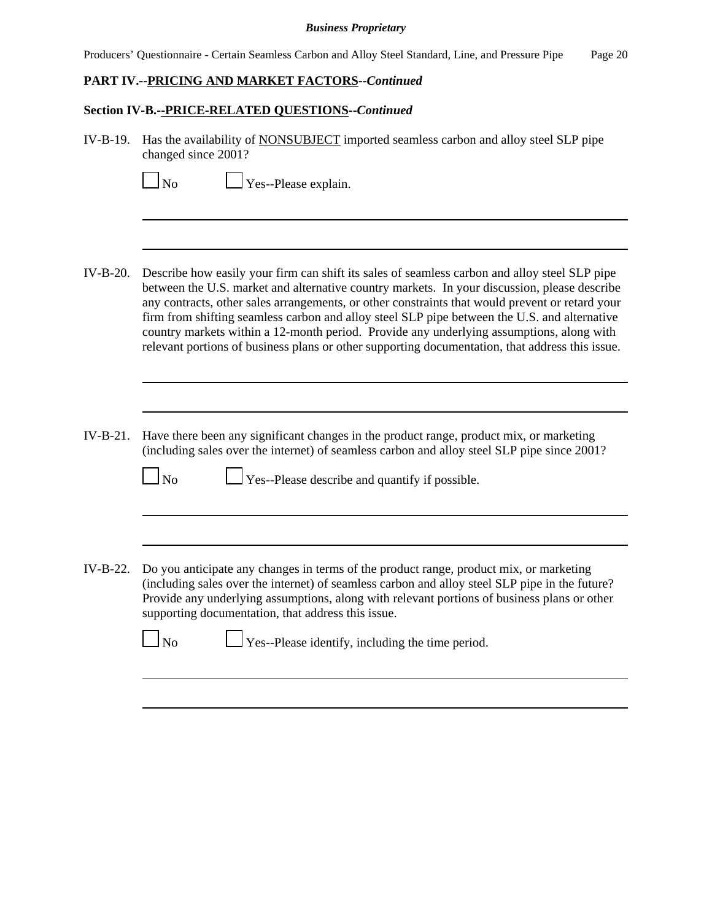**PART IV.--PRICING AND MARKET FACTORS--*Continued***

**Section IV-B.--PRICE-RELATED QUESTIONS--*Continued***

IV-B-19. Has the availability of NONSUBJECT imported seamless carbon and alloy steel SLP pipe changed since 2001?

☐ No ☐ Yes--Please explain.

IV-B-20. Describe how easily your firm can shift its sales of seamless carbon and alloy steel SLP pipe between the U.S. market and alternative country markets. In your discussion, please describe any contracts, other sales arrangements, or other constraints that would prevent or retard your firm from shifting seamless carbon and alloy steel SLP pipe between the U.S. and alternative country markets within a 12-month period. Provide any underlying assumptions, along with relevant portions of business plans or other supporting documentation, that address this issue.

IV-B-21. Have there been any significant changes in the product range, product mix, or marketing (including sales over the internet) of seamless carbon and alloy steel SLP pipe since 2001?

☐ No ☐ Yes--Please describe and quantify if possible.

IV-B-22. Do you anticipate any changes in terms of the product range, product mix, or marketing (including sales over the internet) of seamless carbon and alloy steel SLP pipe in the future? Provide any underlying assumptions, along with relevant portions of business plans or other supporting documentation, that address this issue.

☐ No ☐ Yes--Please identify, including the time period.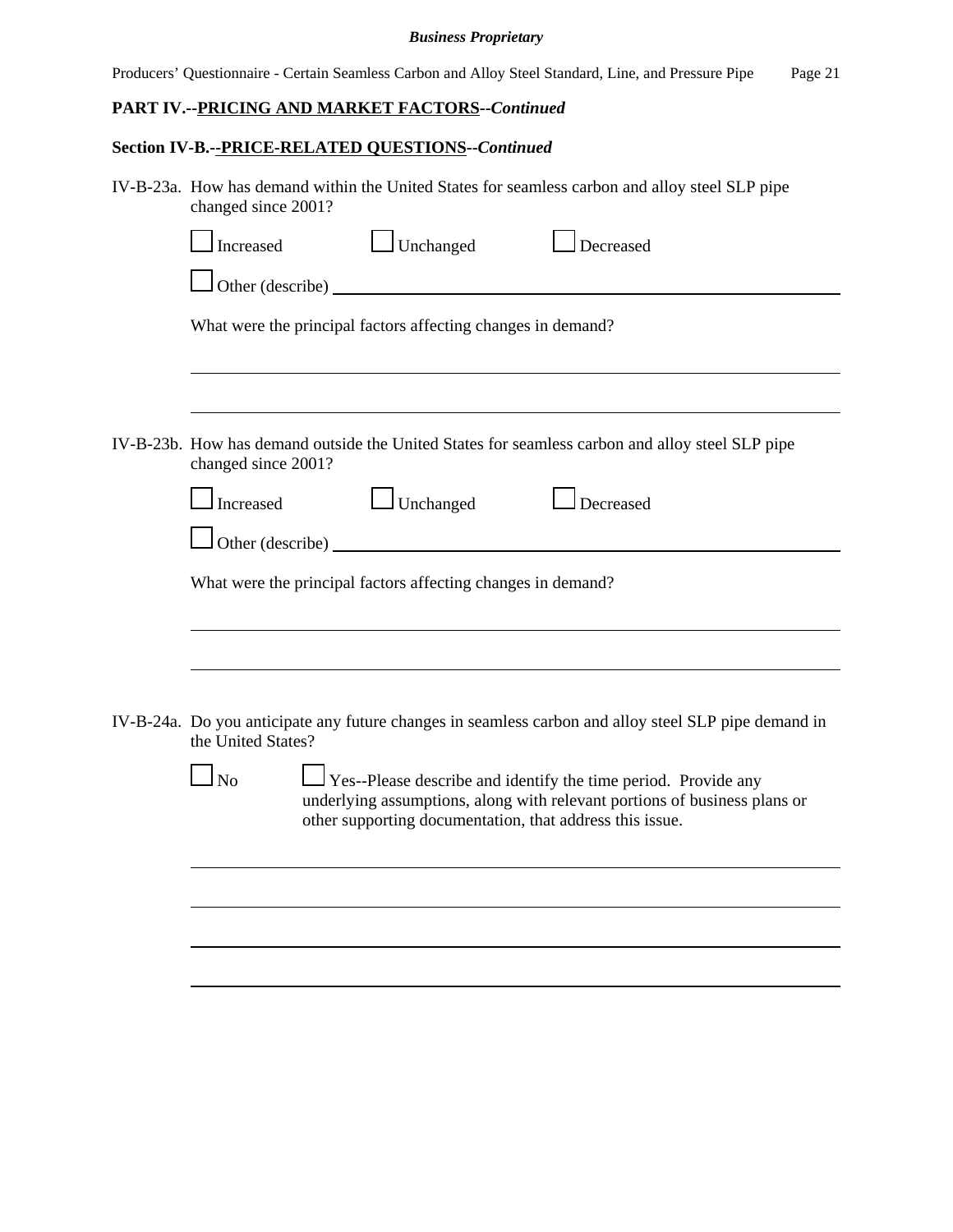**PART IV.--PRICING AND MARKET FACTORS--*Continued***

**Section IV-B.--PRICE-RELATED QUESTIONS--*Continued***

IV-B-23a. How has demand within the United States for seamless carbon and alloy steel SLP pipe changed since 2001?

☐ Increased ☐ Unchanged ☐ Decreased

☐ Other (describe) ______________________________________________

What were the principal factors affecting changes in demand?

______________________________________________

______________________________________________

IV-B-23b. How has demand outside the United States for seamless carbon and alloy steel SLP pipe changed since 2001?

☐ Increased ☐ Unchanged ☐ Decreased

☐ Other (describe) ______________________________________________

What were the principal factors affecting changes in demand?

______________________________________________

______________________________________________

IV-B-24a. Do you anticipate any future changes in seamless carbon and alloy steel SLP pipe demand in the United States?

☐ No ☐ Yes--Please describe and identify the time period. Provide any underlying assumptions, along with relevant portions of business plans or other supporting documentation, that address this issue.

______________________________________________

______________________________________________

______________________________________________

______________________________________________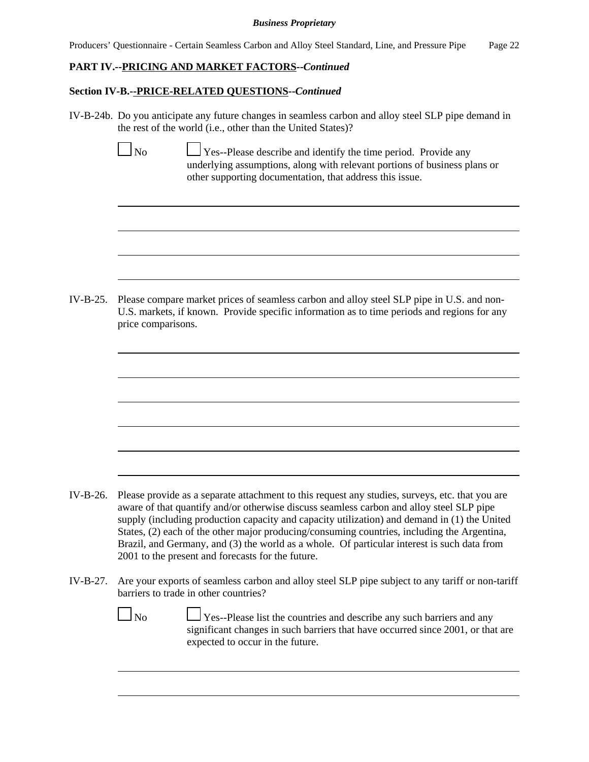**PART IV.--PRICING AND MARKET FACTORS--*Continued***

**Section IV-B.--PRICE-RELATED QUESTIONS--*Continued***

IV-B-24b. Do you anticipate any future changes in seamless carbon and alloy steel SLP pipe demand in the rest of the world (i.e., other than the United States)?

☐ No ☐ Yes--Please describe and identify the time period. Provide any underlying assumptions, along with relevant portions of business plans or other supporting documentation, that address this issue.

IV-B-25. Please compare market prices of seamless carbon and alloy steel SLP pipe in U.S. and non-U.S. markets, if known. Provide specific information as to time periods and regions for any price comparisons.

IV-B-26. Please provide as a separate attachment to this request any studies, surveys, etc. that you are aware of that quantify and/or otherwise discuss seamless carbon and alloy steel SLP pipe supply (including production capacity and capacity utilization) and demand in (1) the United States, (2) each of the other major producing/consuming countries, including the Argentina, Brazil, and Germany, and (3) the world as a whole. Of particular interest is such data from 2001 to the present and forecasts for the future.

IV-B-27. Are your exports of seamless carbon and alloy steel SLP pipe subject to any tariff or non-tariff barriers to trade in other countries?

☐ No ☐ Yes--Please list the countries and describe any such barriers and any significant changes in such barriers that have occurred since 2001, or that are expected to occur in the future.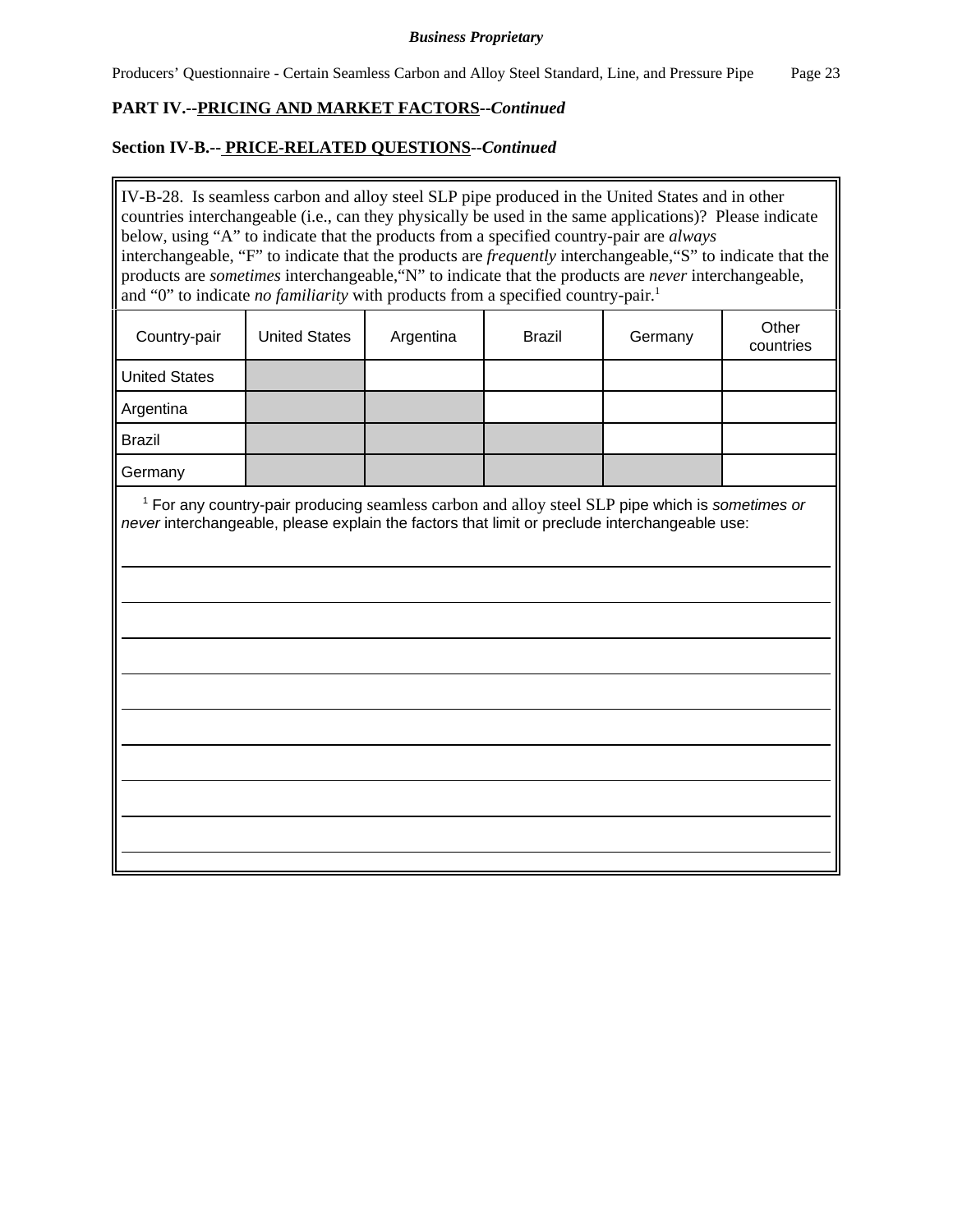**PART IV.--PRICING AND MARKET FACTORS--*Continued***

**Section IV-B.-- PRICE-RELATED QUESTIONS--*Continued***

IV-B-28. Is seamless carbon and alloy steel SLP pipe produced in the United States and in other countries interchangeable (i.e., can they physically be used in the same applications)? Please indicate below, using "A" to indicate that the products from a specified country-pair are *always* interchangeable, "F" to indicate that the products are *frequently* interchangeable,"S" to indicate that the products are *sometimes* interchangeable,"N" to indicate that the products are *never* interchangeable, and "0" to indicate *no familiarity* with products from a specified country-pair.[1]

| Country-pair | United States | Argentina | Brazil | Germany | Other countries |
|---|---|---|---|---|---|
| United States | | | | | |
| Argentina | | | | | |
| Brazil | | | | | |
| Germany | | | | | |

[1] For any country-pair producing seamless carbon and alloy steel SLP pipe which is *sometimes or never* interchangeable, please explain the factors that limit or preclude interchangeable use:

______________________________________________________________________

______________________________________________________________________

______________________________________________________________________

______________________________________________________________________

______________________________________________________________________

______________________________________________________________________

______________________________________________________________________

______________________________________________________________________

______________________________________________________________________

______________________________________________________________________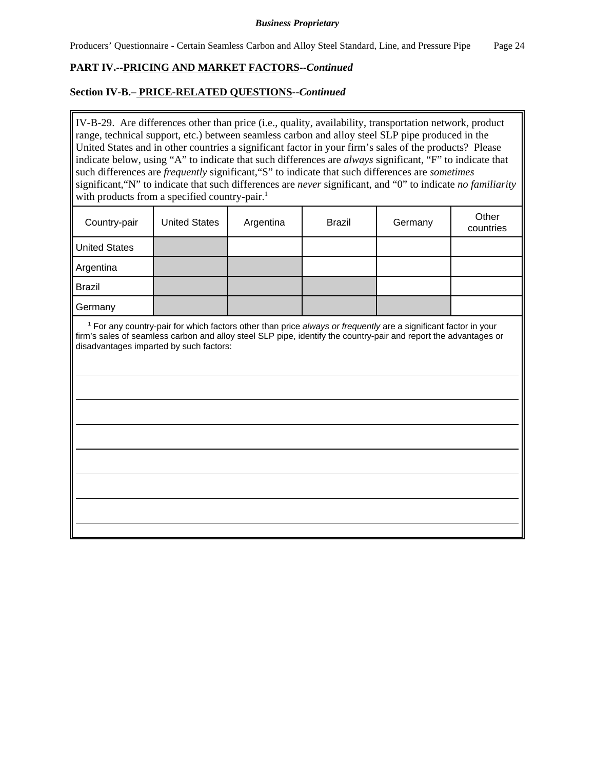**Business Proprietary**

## PART IV.--PRICING AND MARKET FACTORS--*Continued*

### Section IV-B.– PRICE-RELATED QUESTIONS--*Continued*

IV-B-29. Are differences other than price (i.e., quality, availability, transportation network, product range, technical support, etc.) between seamless carbon and alloy steel SLP pipe produced in the United States and in other countries a significant factor in your firm's sales of the products? Please indicate below, using "A" to indicate that such differences are *always* significant, "F" to indicate that such differences are *frequently* significant,"S" to indicate that such differences are *sometimes* significant,"N" to indicate that such differences are *never* significant, and "0" to indicate *no familiarity* with products from a specified country-pair.[1]

| Country-pair | United States | Argentina | Brazil | Germany | Other countries |
|---|---|---|---|---|---|
| United States | | | | | |
| Argentina | | | | | |
| Brazil | | | | | |
| Germany | | | | | |

[1] For any country-pair for which factors other than price *always or frequently* are a significant factor in your firm's sales of seamless carbon and alloy steel SLP pipe, identify the country-pair and report the advantages or disadvantages imparted by such factors: